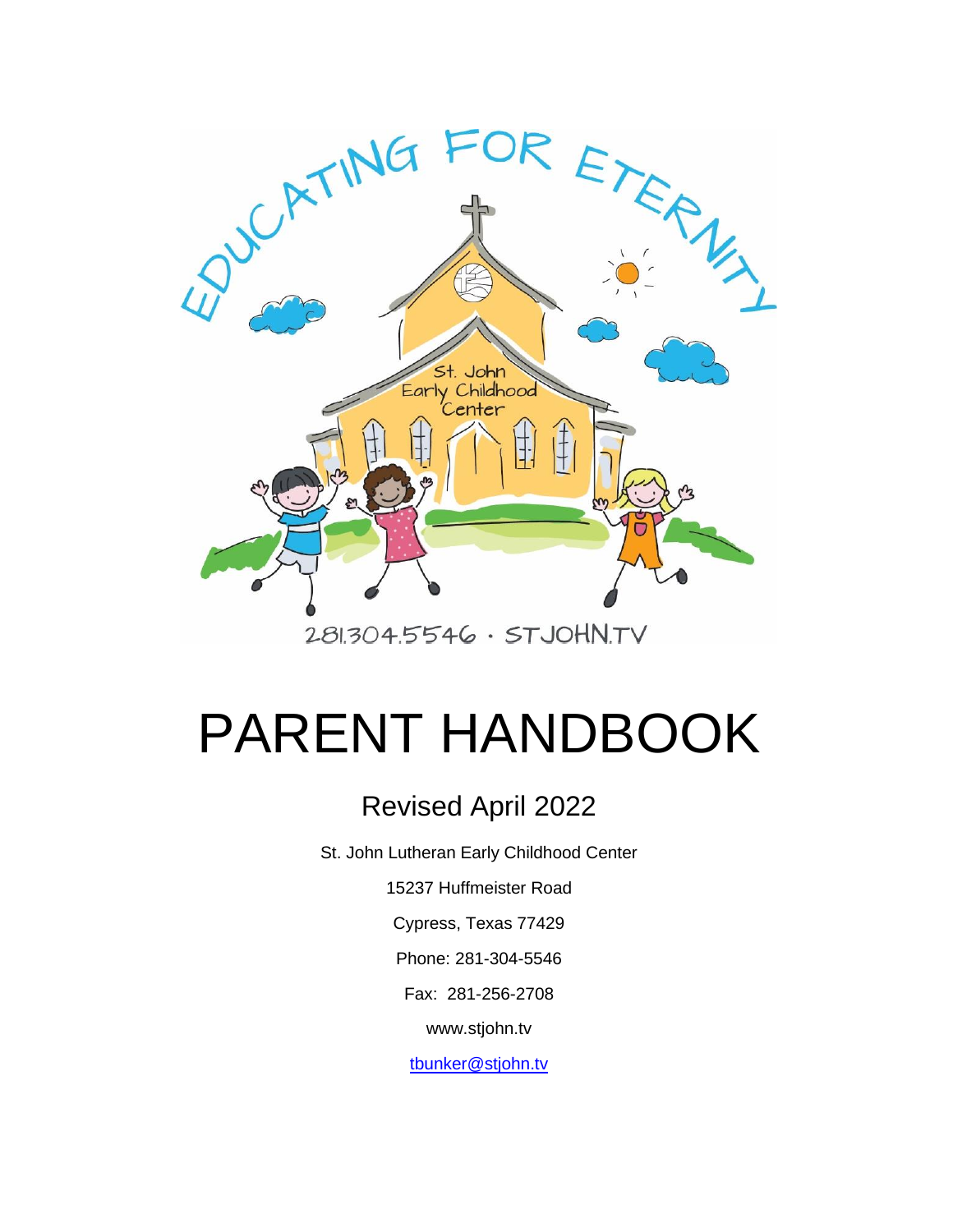# PARENT HANDBOOK

## Revised April 2022

St. John Lutheran Early Childhood Center

15237 Huffmeister Road

Cypress, Texas 77429

Phone: 281-304-5546

Fax: 281-256-2708

www.stjohn.tv

tbunker@stjohn.tv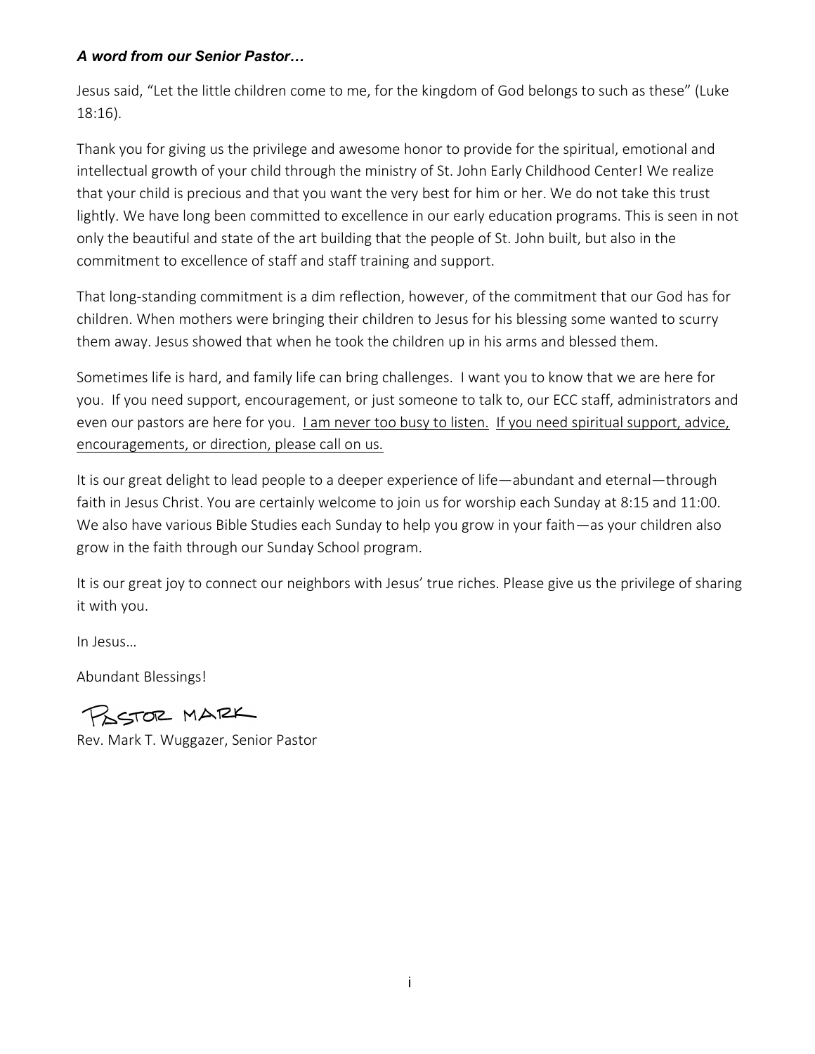***A word from our Senior Pastor…***

Jesus said, "Let the little children come to me, for the kingdom of God belongs to such as these" (Luke 18:16).

Thank you for giving us the privilege and awesome honor to provide for the spiritual, emotional and intellectual growth of your child through the ministry of St. John Early Childhood Center! We realize that your child is precious and that you want the very best for him or her. We do not take this trust lightly. We have long been committed to excellence in our early education programs. This is seen in not only the beautiful and state of the art building that the people of St. John built, but also in the commitment to excellence of staff and staff training and support.

That long-standing commitment is a dim reflection, however, of the commitment that our God has for children. When mothers were bringing their children to Jesus for his blessing some wanted to scurry them away. Jesus showed that when he took the children up in his arms and blessed them.

Sometimes life is hard, and family life can bring challenges. I want you to know that we are here for you. If you need support, encouragement, or just someone to talk to, our ECC staff, administrators and even our pastors are here for you. <u>I am never too busy to listen.</u> <u>If you need spiritual support, advice, encouragements, or direction, please call on us.</u>

It is our great delight to lead people to a deeper experience of life—abundant and eternal—through faith in Jesus Christ. You are certainly welcome to join us for worship each Sunday at 8:15 and 11:00. We also have various Bible Studies each Sunday to help you grow in your faith—as your children also grow in the faith through our Sunday School program.

It is our great joy to connect our neighbors with Jesus' true riches. Please give us the privilege of sharing it with you.

In Jesus…

Abundant Blessings!

Pastor Mark

Rev. Mark T. Wuggazer, Senior Pastor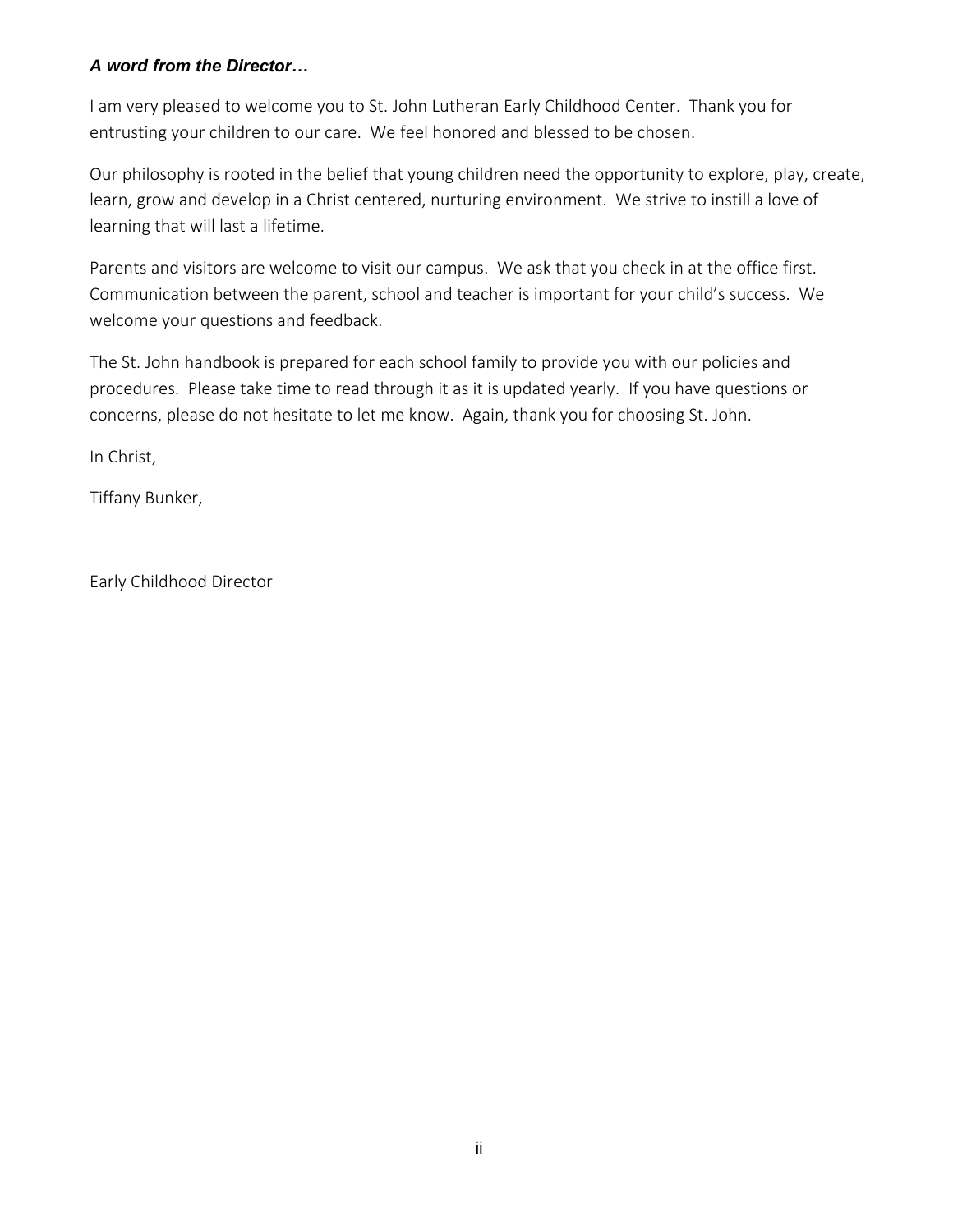***A word from the Director…***

I am very pleased to welcome you to St. John Lutheran Early Childhood Center. Thank you for entrusting your children to our care. We feel honored and blessed to be chosen.

Our philosophy is rooted in the belief that young children need the opportunity to explore, play, create, learn, grow and develop in a Christ centered, nurturing environment. We strive to instill a love of learning that will last a lifetime.

Parents and visitors are welcome to visit our campus. We ask that you check in at the office first. Communication between the parent, school and teacher is important for your child's success. We welcome your questions and feedback.

The St. John handbook is prepared for each school family to provide you with our policies and procedures. Please take time to read through it as it is updated yearly. If you have questions or concerns, please do not hesitate to let me know. Again, thank you for choosing St. John.

In Christ,

Tiffany Bunker,

Early Childhood Director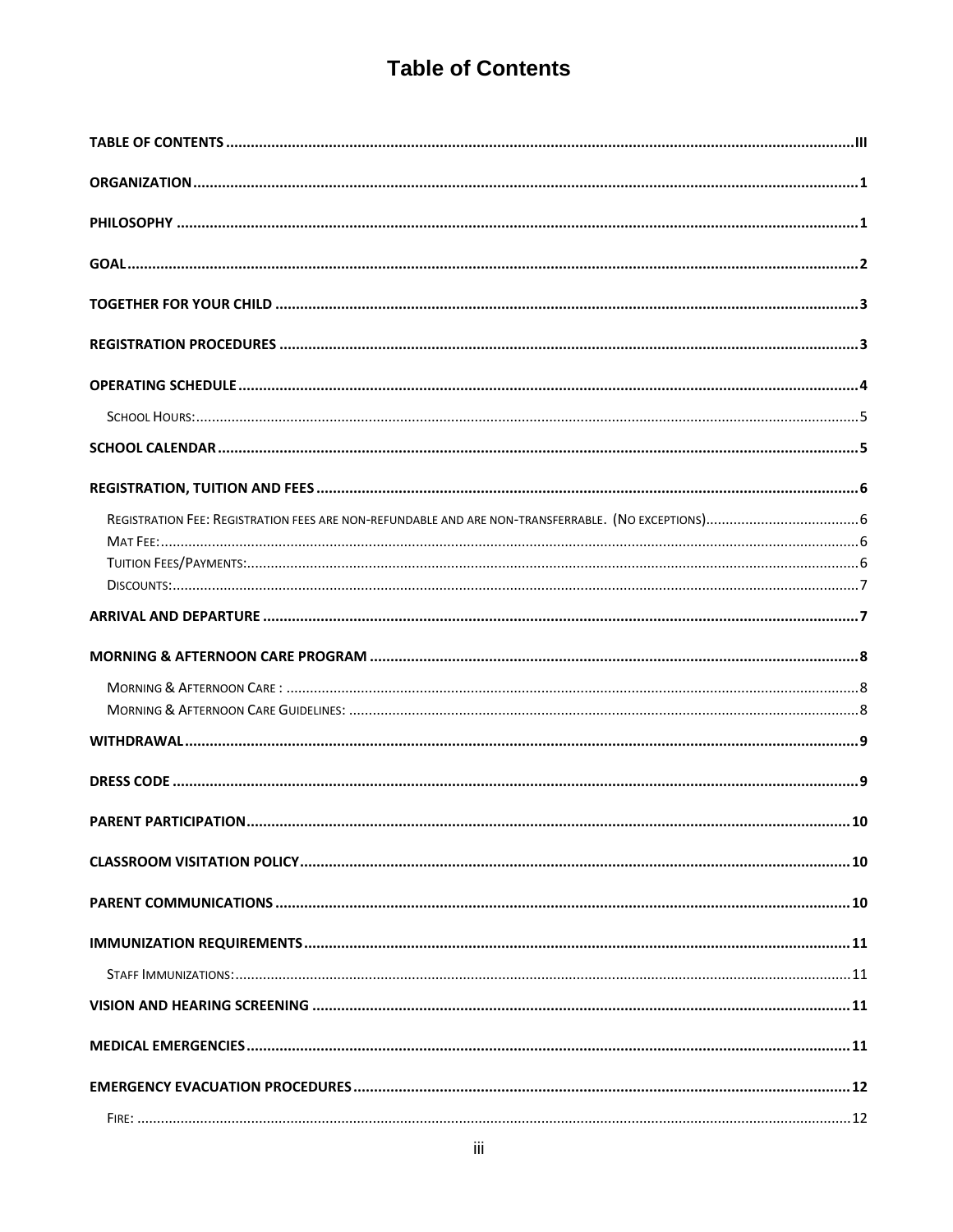# Table of Contents

TABLE OF CONTENTS ........................................ III

ORGANIZATION ........................................ 1

PHILOSOPHY ........................................ 1

GOAL ........................................ 2

TOGETHER FOR YOUR CHILD ........................................ 3

REGISTRATION PROCEDURES ........................................ 3

OPERATING SCHEDULE ........................................ 4

- SCHOOL HOURS: ........................................ 5

SCHOOL CALENDAR ........................................ 5

REGISTRATION, TUITION AND FEES ........................................ 6

- REGISTRATION FEE: REGISTRATION FEES ARE NON-REFUNDABLE AND ARE NON-TRANSFERRABLE. (NO EXCEPTIONS) ........................................ 6
- MAT FEE: ........................................ 6
- TUITION FEES/PAYMENTS: ........................................ 6
- DISCOUNTS: ........................................ 7

ARRIVAL AND DEPARTURE ........................................ 7

MORNING & AFTERNOON CARE PROGRAM ........................................ 8

- MORNING & AFTERNOON CARE : ........................................ 8
- MORNING & AFTERNOON CARE GUIDELINES: ........................................ 8

WITHDRAWAL ........................................ 9

DRESS CODE ........................................ 9

PARENT PARTICIPATION ........................................ 10

CLASSROOM VISITATION POLICY ........................................ 10

PARENT COMMUNICATIONS ........................................ 10

IMMUNIZATION REQUIREMENTS ........................................ 11

- STAFF IMMUNIZATIONS: ........................................ 11

VISION AND HEARING SCREENING ........................................ 11

MEDICAL EMERGENCIES ........................................ 11

EMERGENCY EVACUATION PROCEDURES ........................................ 12

- FIRE: ........................................ 12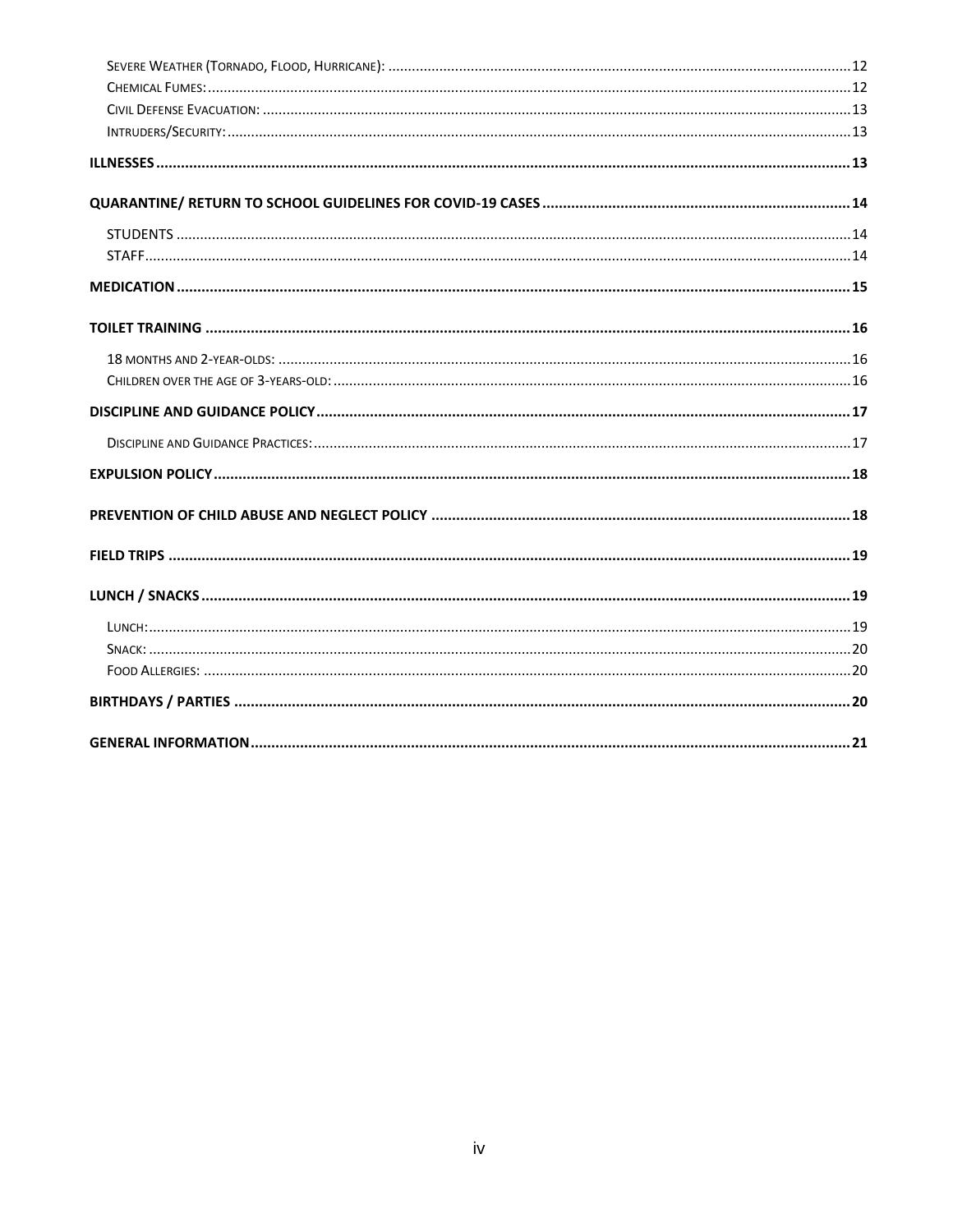Severe Weather (Tornado, Flood, Hurricane): 12
Chemical Fumes: 12
Civil Defense Evacuation: 13
Intruders/Security: 13

**ILLNESSES** 13

**QUARANTINE/ RETURN TO SCHOOL GUIDELINES FOR COVID-19 CASES** 14

STUDENTS 14
STAFF 14

**MEDICATION** 15

**TOILET TRAINING** 16

18 months and 2-year-olds: 16
Children over the age of 3-years-old: 16

**DISCIPLINE AND GUIDANCE POLICY** 17

Discipline and Guidance Practices: 17

**EXPULSION POLICY** 18

**PREVENTION OF CHILD ABUSE AND NEGLECT POLICY** 18

**FIELD TRIPS** 19

**LUNCH / SNACKS** 19

Lunch: 19
Snack: 20
Food Allergies: 20

**BIRTHDAYS / PARTIES** 20

**GENERAL INFORMATION** 21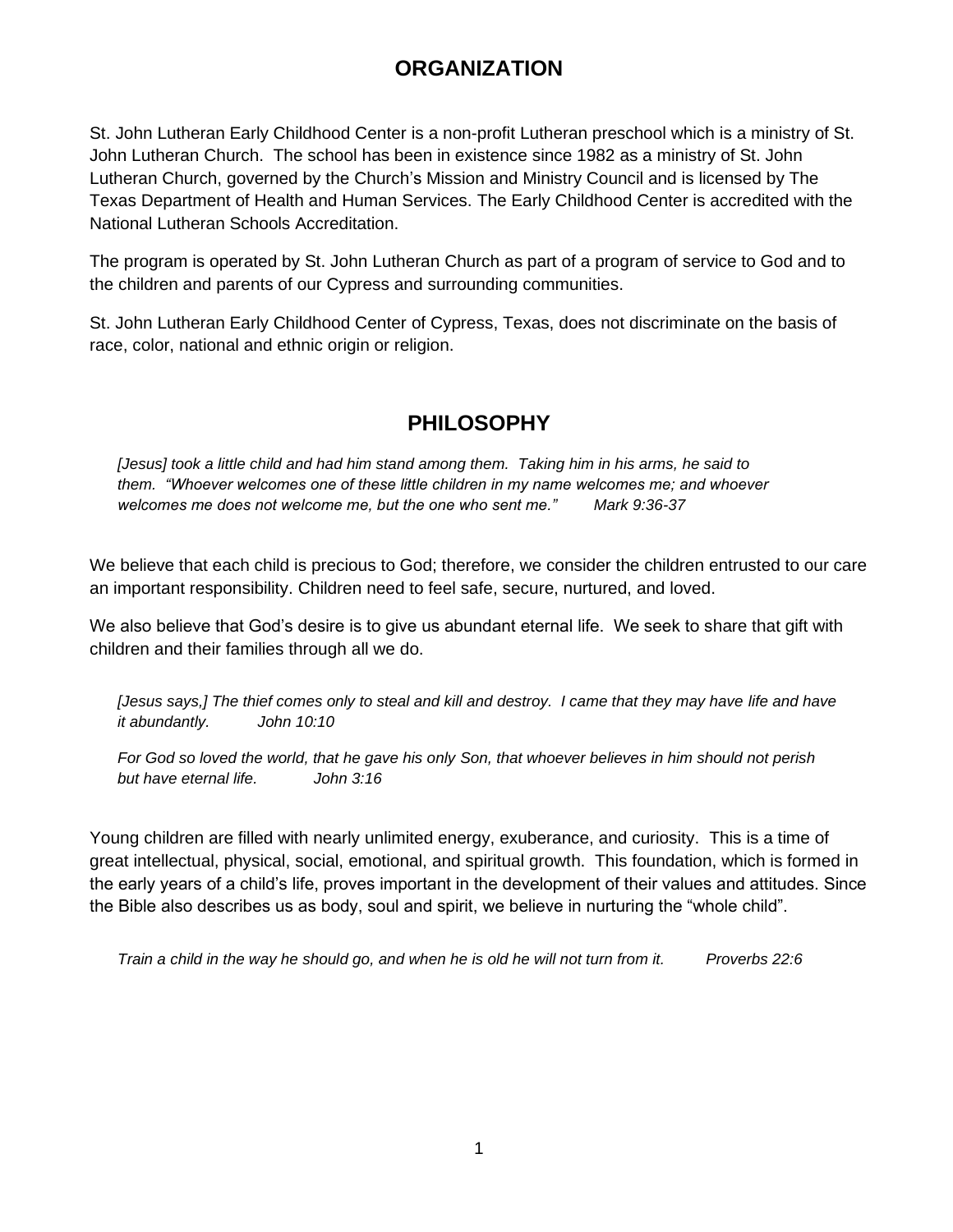## ORGANIZATION

St. John Lutheran Early Childhood Center is a non-profit Lutheran preschool which is a ministry of St. John Lutheran Church. The school has been in existence since 1982 as a ministry of St. John Lutheran Church, governed by the Church's Mission and Ministry Council and is licensed by The Texas Department of Health and Human Services. The Early Childhood Center is accredited with the National Lutheran Schools Accreditation.

The program is operated by St. John Lutheran Church as part of a program of service to God and to the children and parents of our Cypress and surrounding communities.

St. John Lutheran Early Childhood Center of Cypress, Texas, does not discriminate on the basis of race, color, national and ethnic origin or religion.

## PHILOSOPHY

*[Jesus] took a little child and had him stand among them. Taking him in his arms, he said to them. "Whoever welcomes one of these little children in my name welcomes me; and whoever welcomes me does not welcome me, but the one who sent me." Mark 9:36-37*

We believe that each child is precious to God; therefore, we consider the children entrusted to our care an important responsibility. Children need to feel safe, secure, nurtured, and loved.

We also believe that God's desire is to give us abundant eternal life. We seek to share that gift with children and their families through all we do.

*[Jesus says,] The thief comes only to steal and kill and destroy. I came that they may have life and have it abundantly. John 10:10*

*For God so loved the world, that he gave his only Son, that whoever believes in him should not perish but have eternal life. John 3:16*

Young children are filled with nearly unlimited energy, exuberance, and curiosity. This is a time of great intellectual, physical, social, emotional, and spiritual growth. This foundation, which is formed in the early years of a child's life, proves important in the development of their values and attitudes. Since the Bible also describes us as body, soul and spirit, we believe in nurturing the "whole child".

*Train a child in the way he should go, and when he is old he will not turn from it. Proverbs 22:6*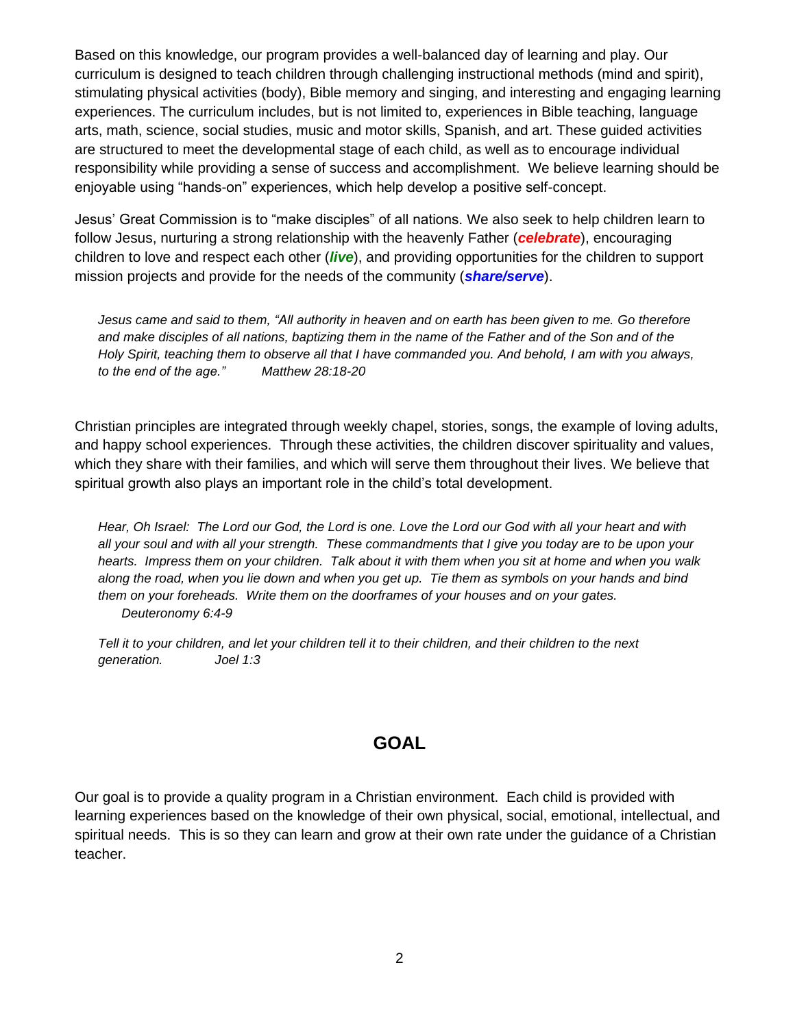Based on this knowledge, our program provides a well-balanced day of learning and play. Our curriculum is designed to teach children through challenging instructional methods (mind and spirit), stimulating physical activities (body), Bible memory and singing, and interesting and engaging learning experiences. The curriculum includes, but is not limited to, experiences in Bible teaching, language arts, math, science, social studies, music and motor skills, Spanish, and art. These guided activities are structured to meet the developmental stage of each child, as well as to encourage individual responsibility while providing a sense of success and accomplishment. We believe learning should be enjoyable using "hands-on" experiences, which help develop a positive self-concept.

Jesus' Great Commission is to "make disciples" of all nations. We also seek to help children learn to follow Jesus, nurturing a strong relationship with the heavenly Father (***celebrate***), encouraging children to love and respect each other (***live***), and providing opportunities for the children to support mission projects and provide for the needs of the community (***share/serve***).

> *Jesus came and said to them, "All authority in heaven and on earth has been given to me. Go therefore and make disciples of all nations, baptizing them in the name of the Father and of the Son and of the Holy Spirit, teaching them to observe all that I have commanded you. And behold, I am with you always, to the end of the age." Matthew 28:18-20*

Christian principles are integrated through weekly chapel, stories, songs, the example of loving adults, and happy school experiences. Through these activities, the children discover spirituality and values, which they share with their families, and which will serve them throughout their lives. We believe that spiritual growth also plays an important role in the child's total development.

> *Hear, Oh Israel: The Lord our God, the Lord is one. Love the Lord our God with all your heart and with all your soul and with all your strength. These commandments that I give you today are to be upon your hearts. Impress them on your children. Talk about it with them when you sit at home and when you walk along the road, when you lie down and when you get up. Tie them as symbols on your hands and bind them on your foreheads. Write them on the doorframes of your houses and on your gates.*
> *Deuteronomy 6:4-9*

> *Tell it to your children, and let your children tell it to their children, and their children to the next generation. Joel 1:3*

## GOAL

Our goal is to provide a quality program in a Christian environment. Each child is provided with learning experiences based on the knowledge of their own physical, social, emotional, intellectual, and spiritual needs. This is so they can learn and grow at their own rate under the guidance of a Christian teacher.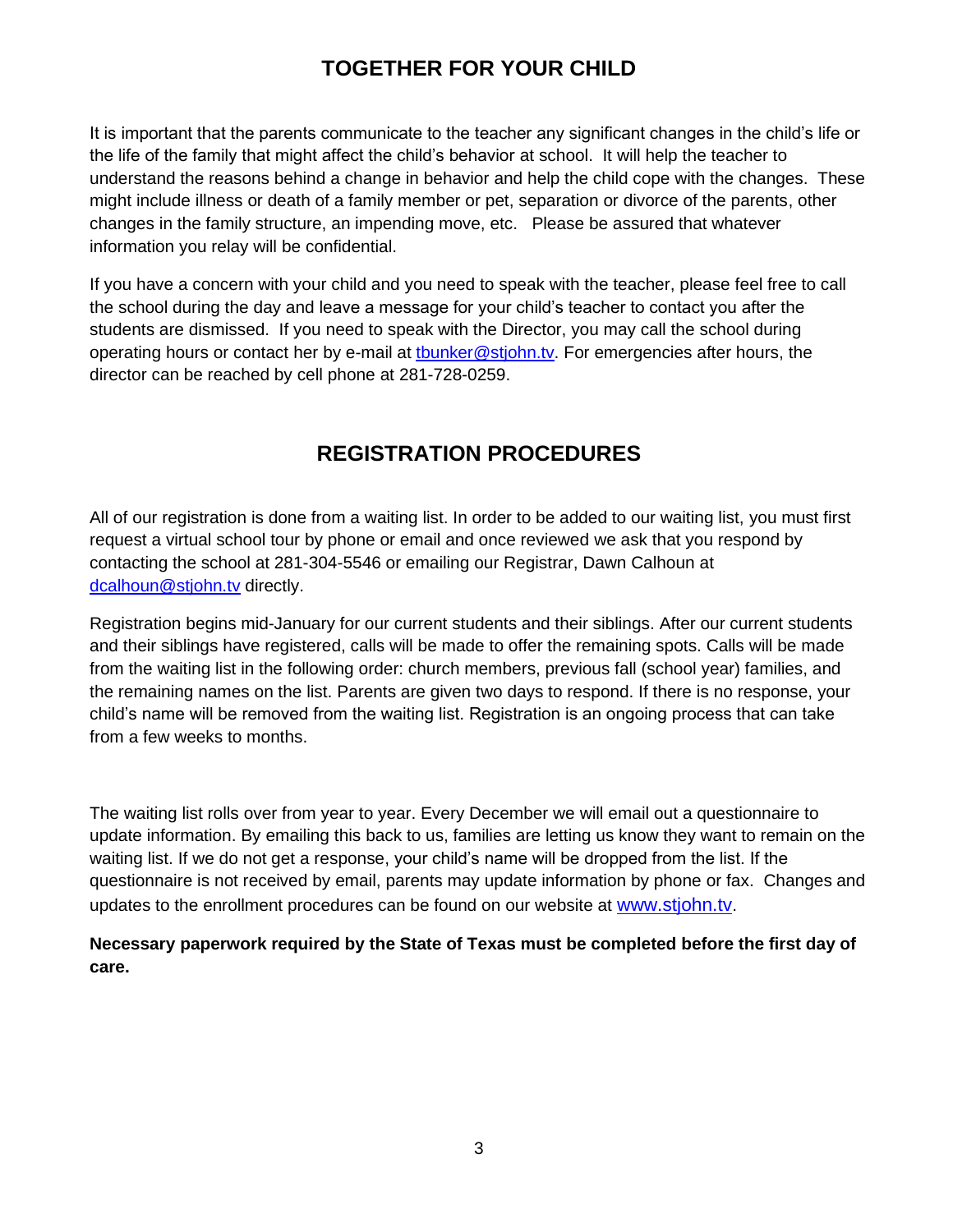## TOGETHER FOR YOUR CHILD

It is important that the parents communicate to the teacher any significant changes in the child's life or the life of the family that might affect the child's behavior at school. It will help the teacher to understand the reasons behind a change in behavior and help the child cope with the changes. These might include illness or death of a family member or pet, separation or divorce of the parents, other changes in the family structure, an impending move, etc. Please be assured that whatever information you relay will be confidential.

If you have a concern with your child and you need to speak with the teacher, please feel free to call the school during the day and leave a message for your child's teacher to contact you after the students are dismissed. If you need to speak with the Director, you may call the school during operating hours or contact her by e-mail at tbunker@stjohn.tv. For emergencies after hours, the director can be reached by cell phone at 281-728-0259.

## REGISTRATION PROCEDURES

All of our registration is done from a waiting list. In order to be added to our waiting list, you must first request a virtual school tour by phone or email and once reviewed we ask that you respond by contacting the school at 281-304-5546 or emailing our Registrar, Dawn Calhoun at dcalhoun@stjohn.tv directly.

Registration begins mid-January for our current students and their siblings. After our current students and their siblings have registered, calls will be made to offer the remaining spots. Calls will be made from the waiting list in the following order: church members, previous fall (school year) families, and the remaining names on the list. Parents are given two days to respond. If there is no response, your child's name will be removed from the waiting list. Registration is an ongoing process that can take from a few weeks to months.

The waiting list rolls over from year to year. Every December we will email out a questionnaire to update information. By emailing this back to us, families are letting us know they want to remain on the waiting list. If we do not get a response, your child's name will be dropped from the list. If the questionnaire is not received by email, parents may update information by phone or fax. Changes and updates to the enrollment procedures can be found on our website at www.stjohn.tv.

**Necessary paperwork required by the State of Texas must be completed before the first day of care.**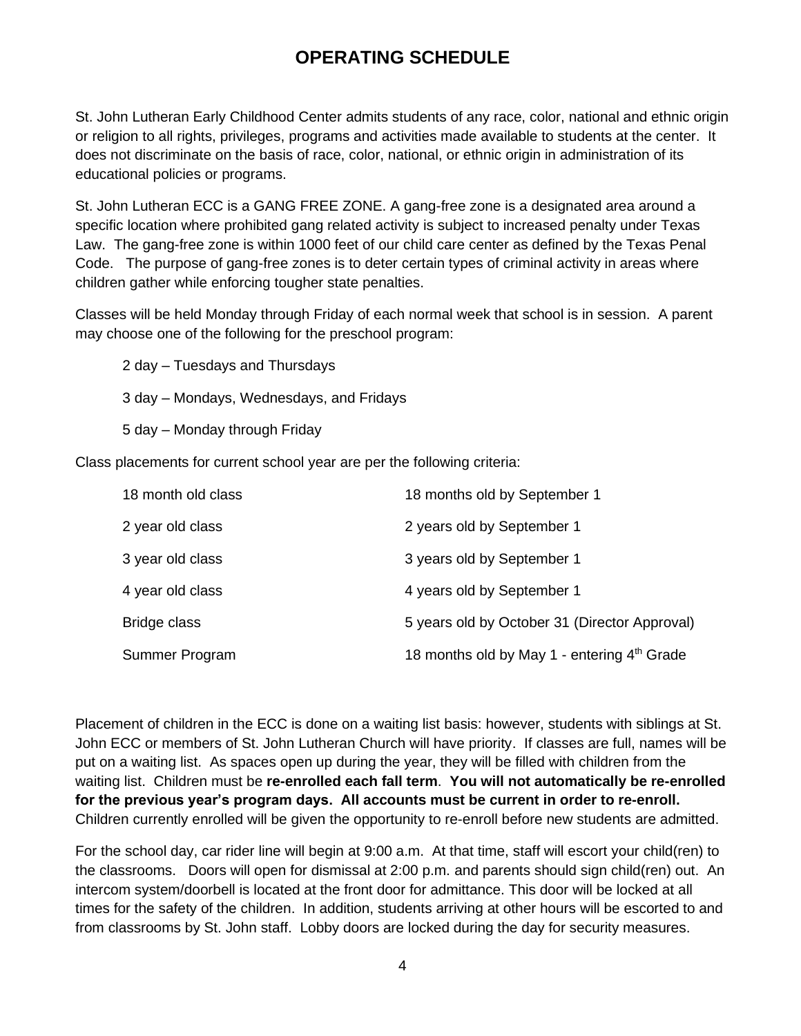# OPERATING SCHEDULE

St. John Lutheran Early Childhood Center admits students of any race, color, national and ethnic origin or religion to all rights, privileges, programs and activities made available to students at the center. It does not discriminate on the basis of race, color, national, or ethnic origin in administration of its educational policies or programs.

St. John Lutheran ECC is a GANG FREE ZONE. A gang-free zone is a designated area around a specific location where prohibited gang related activity is subject to increased penalty under Texas Law. The gang-free zone is within 1000 feet of our child care center as defined by the Texas Penal Code. The purpose of gang-free zones is to deter certain types of criminal activity in areas where children gather while enforcing tougher state penalties.

Classes will be held Monday through Friday of each normal week that school is in session. A parent may choose one of the following for the preschool program:

2 day – Tuesdays and Thursdays

3 day – Mondays, Wednesdays, and Fridays

5 day – Monday through Friday

Class placements for current school year are per the following criteria:

| | |
|---|---|
| 18 month old class | 18 months old by September 1 |
| 2 year old class | 2 years old by September 1 |
| 3 year old class | 3 years old by September 1 |
| 4 year old class | 4 years old by September 1 |
| Bridge class | 5 years old by October 31 (Director Approval) |
| Summer Program | 18 months old by May 1 - entering 4th Grade |

Placement of children in the ECC is done on a waiting list basis: however, students with siblings at St. John ECC or members of St. John Lutheran Church will have priority. If classes are full, names will be put on a waiting list. As spaces open up during the year, they will be filled with children from the waiting list. Children must be **re-enrolled each fall term**. **You will not automatically be re-enrolled for the previous year's program days. All accounts must be current in order to re-enroll.** Children currently enrolled will be given the opportunity to re-enroll before new students are admitted.

For the school day, car rider line will begin at 9:00 a.m. At that time, staff will escort your child(ren) to the classrooms. Doors will open for dismissal at 2:00 p.m. and parents should sign child(ren) out. An intercom system/doorbell is located at the front door for admittance. This door will be locked at all times for the safety of the children. In addition, students arriving at other hours will be escorted to and from classrooms by St. John staff. Lobby doors are locked during the day for security measures.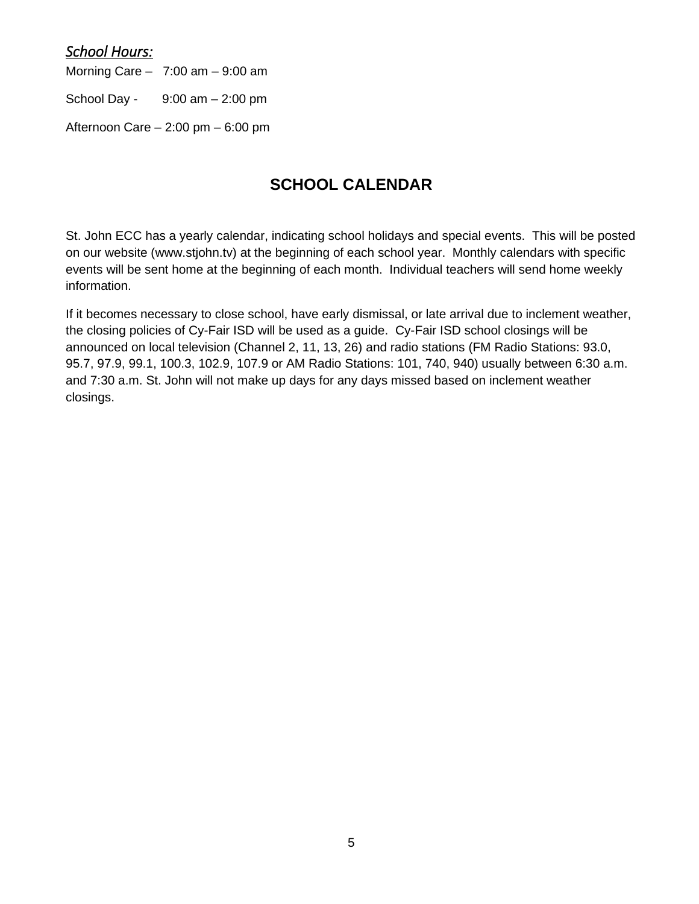*School Hours:*

Morning Care – 7:00 am – 9:00 am

School Day - 9:00 am – 2:00 pm

Afternoon Care – 2:00 pm – 6:00 pm

## SCHOOL CALENDAR

St. John ECC has a yearly calendar, indicating school holidays and special events. This will be posted on our website (www.stjohn.tv) at the beginning of each school year. Monthly calendars with specific events will be sent home at the beginning of each month. Individual teachers will send home weekly information.

If it becomes necessary to close school, have early dismissal, or late arrival due to inclement weather, the closing policies of Cy-Fair ISD will be used as a guide. Cy-Fair ISD school closings will be announced on local television (Channel 2, 11, 13, 26) and radio stations (FM Radio Stations: 93.0, 95.7, 97.9, 99.1, 100.3, 102.9, 107.9 or AM Radio Stations: 101, 740, 940) usually between 6:30 a.m. and 7:30 a.m. St. John will not make up days for any days missed based on inclement weather closings.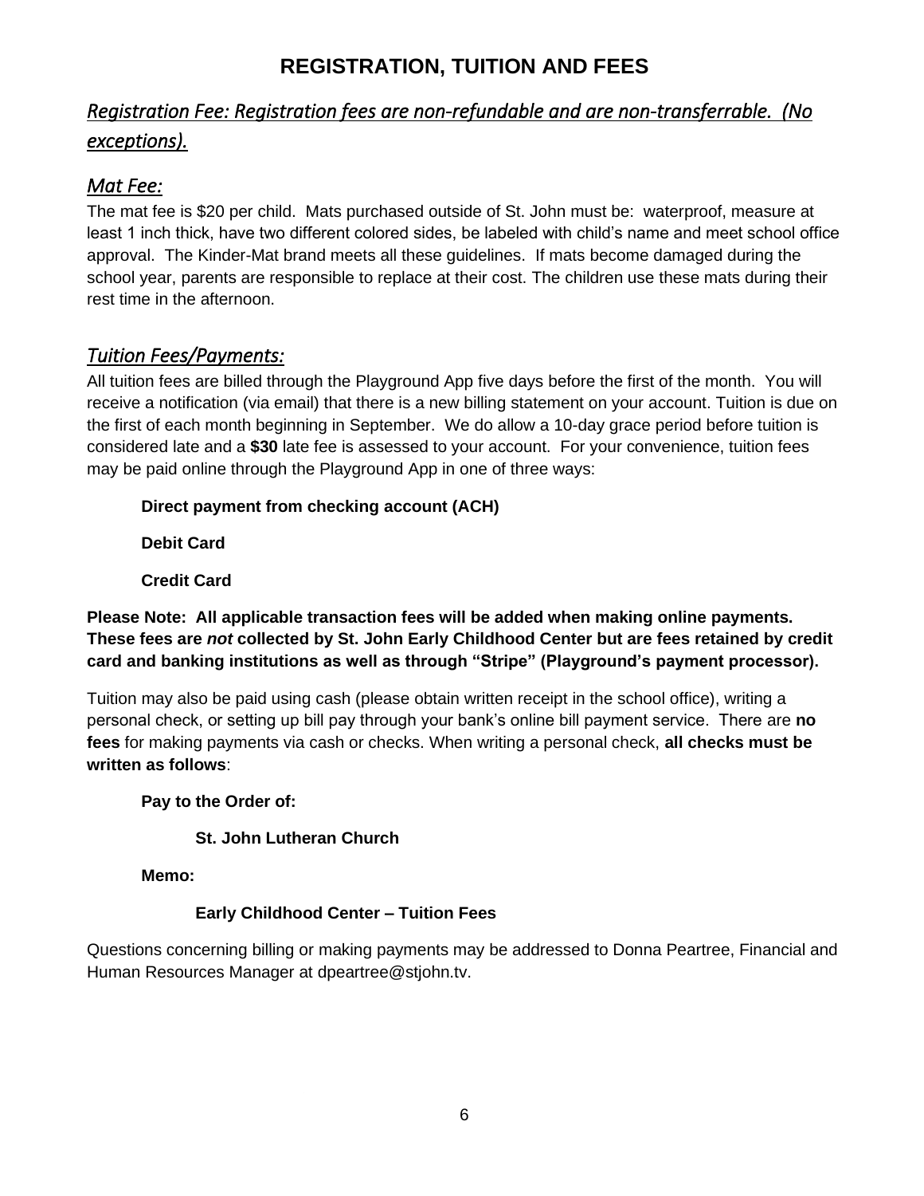# REGISTRATION, TUITION AND FEES

## *Registration Fee: Registration fees are non-refundable and are non-transferrable. (No exceptions).*

## *Mat Fee:*

The mat fee is $20 per child. Mats purchased outside of St. John must be: waterproof, measure at least 1 inch thick, have two different colored sides, be labeled with child's name and meet school office approval. The Kinder-Mat brand meets all these guidelines. If mats become damaged during the school year, parents are responsible to replace at their cost. The children use these mats during their rest time in the afternoon.

## *Tuition Fees/Payments:*

All tuition fees are billed through the Playground App five days before the first of the month. You will receive a notification (via email) that there is a new billing statement on your account. Tuition is due on the first of each month beginning in September. We do allow a 10-day grace period before tuition is considered late and a **$30** late fee is assessed to your account. For your convenience, tuition fees may be paid online through the Playground App in one of three ways:

**Direct payment from checking account (ACH)**

**Debit Card**

**Credit Card**

**Please Note: All applicable transaction fees will be added when making online payments. These fees are *not* collected by St. John Early Childhood Center but are fees retained by credit card and banking institutions as well as through "Stripe" (Playground's payment processor).**

Tuition may also be paid using cash (please obtain written receipt in the school office), writing a personal check, or setting up bill pay through your bank's online bill payment service. There are **no fees** for making payments via cash or checks. When writing a personal check, **all checks must be written as follows**:

**Pay to the Order of:**

**St. John Lutheran Church**

**Memo:**

**Early Childhood Center – Tuition Fees**

Questions concerning billing or making payments may be addressed to Donna Peartree, Financial and Human Resources Manager at dpeartree@stjohn.tv.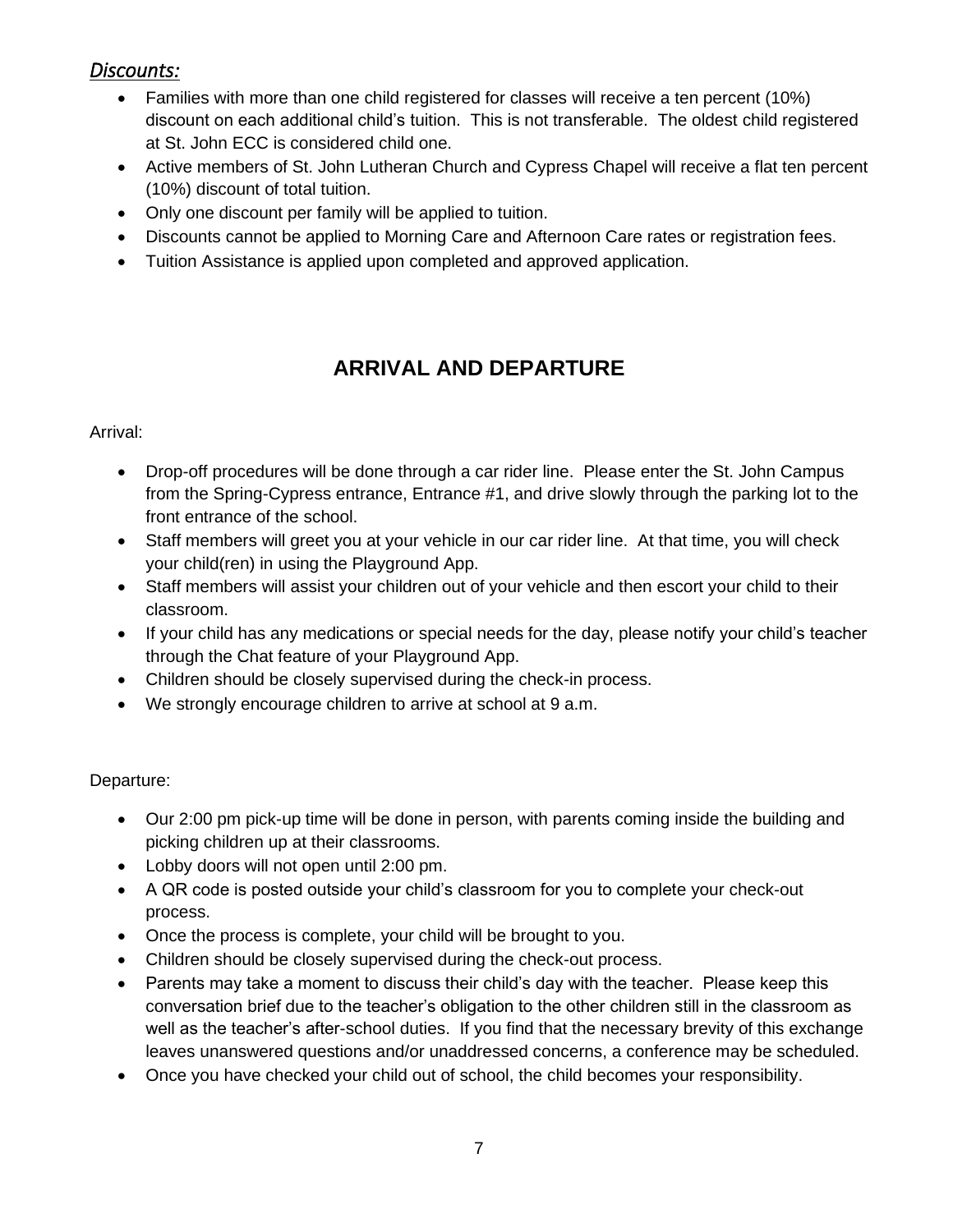## *Discounts:*

- Families with more than one child registered for classes will receive a ten percent (10%) discount on each additional child's tuition. This is not transferable. The oldest child registered at St. John ECC is considered child one.
- Active members of St. John Lutheran Church and Cypress Chapel will receive a flat ten percent (10%) discount of total tuition.
- Only one discount per family will be applied to tuition.
- Discounts cannot be applied to Morning Care and Afternoon Care rates or registration fees.
- Tuition Assistance is applied upon completed and approved application.

# ARRIVAL AND DEPARTURE

Arrival:

- Drop-off procedures will be done through a car rider line. Please enter the St. John Campus from the Spring-Cypress entrance, Entrance #1, and drive slowly through the parking lot to the front entrance of the school.
- Staff members will greet you at your vehicle in our car rider line. At that time, you will check your child(ren) in using the Playground App.
- Staff members will assist your children out of your vehicle and then escort your child to their classroom.
- If your child has any medications or special needs for the day, please notify your child's teacher through the Chat feature of your Playground App.
- Children should be closely supervised during the check-in process.
- We strongly encourage children to arrive at school at 9 a.m.

Departure:

- Our 2:00 pm pick-up time will be done in person, with parents coming inside the building and picking children up at their classrooms.
- Lobby doors will not open until 2:00 pm.
- A QR code is posted outside your child's classroom for you to complete your check-out process.
- Once the process is complete, your child will be brought to you.
- Children should be closely supervised during the check-out process.
- Parents may take a moment to discuss their child's day with the teacher. Please keep this conversation brief due to the teacher's obligation to the other children still in the classroom as well as the teacher's after-school duties. If you find that the necessary brevity of this exchange leaves unanswered questions and/or unaddressed concerns, a conference may be scheduled.
- Once you have checked your child out of school, the child becomes your responsibility.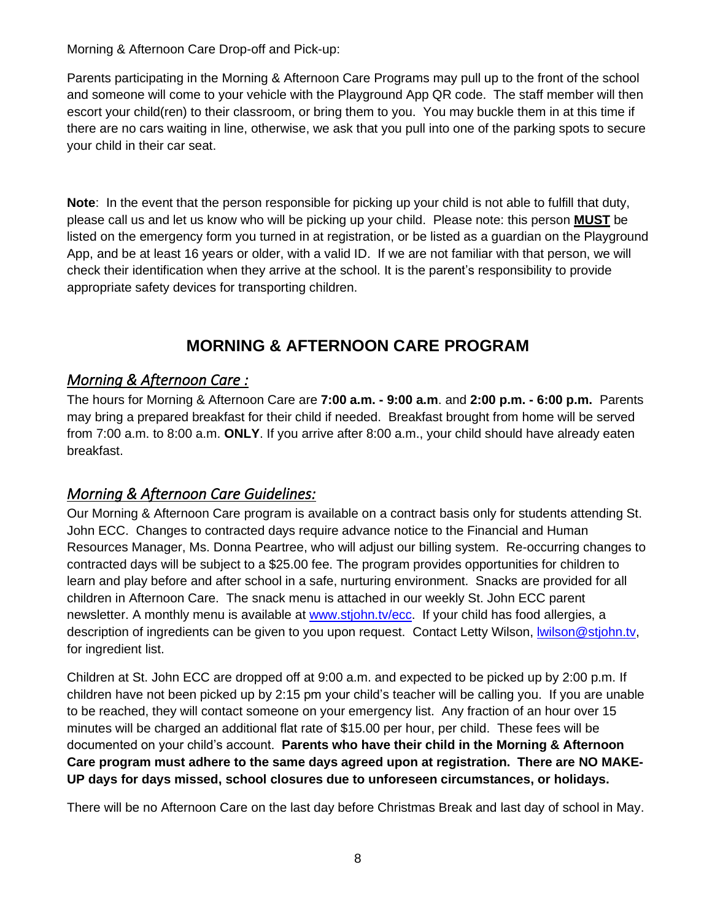Morning & Afternoon Care Drop-off and Pick-up:

Parents participating in the Morning & Afternoon Care Programs may pull up to the front of the school and someone will come to your vehicle with the Playground App QR code. The staff member will then escort your child(ren) to their classroom, or bring them to you. You may buckle them in at this time if there are no cars waiting in line, otherwise, we ask that you pull into one of the parking spots to secure your child in their car seat.

**Note**: In the event that the person responsible for picking up your child is not able to fulfill that duty, please call us and let us know who will be picking up your child. Please note: this person **MUST** be listed on the emergency form you turned in at registration, or be listed as a guardian on the Playground App, and be at least 16 years or older, with a valid ID. If we are not familiar with that person, we will check their identification when they arrive at the school. It is the parent's responsibility to provide appropriate safety devices for transporting children.

## MORNING & AFTERNOON CARE PROGRAM

### *Morning & Afternoon Care :*

The hours for Morning & Afternoon Care are **7:00 a.m. - 9:00 a.m**. and **2:00 p.m. - 6:00 p.m.** Parents may bring a prepared breakfast for their child if needed. Breakfast brought from home will be served from 7:00 a.m. to 8:00 a.m. **ONLY**. If you arrive after 8:00 a.m., your child should have already eaten breakfast.

### *Morning & Afternoon Care Guidelines:*

Our Morning & Afternoon Care program is available on a contract basis only for students attending St. John ECC. Changes to contracted days require advance notice to the Financial and Human Resources Manager, Ms. Donna Peartree, who will adjust our billing system. Re-occurring changes to contracted days will be subject to a $25.00 fee. The program provides opportunities for children to learn and play before and after school in a safe, nurturing environment. Snacks are provided for all children in Afternoon Care. The snack menu is attached in our weekly St. John ECC parent newsletter. A monthly menu is available at [www.stjohn.tv/ecc](www.stjohn.tv/ecc). If your child has food allergies, a description of ingredients can be given to you upon request. Contact Letty Wilson, [lwilson@stjohn.tv](mailto:lwilson@stjohn.tv), for ingredient list.

Children at St. John ECC are dropped off at 9:00 a.m. and expected to be picked up by 2:00 p.m. If children have not been picked up by 2:15 pm your child's teacher will be calling you. If you are unable to be reached, they will contact someone on your emergency list. Any fraction of an hour over 15 minutes will be charged an additional flat rate of $15.00 per hour, per child. These fees will be documented on your child's account. **Parents who have their child in the Morning & Afternoon Care program must adhere to the same days agreed upon at registration. There are NO MAKE-UP days for days missed, school closures due to unforeseen circumstances, or holidays.**

There will be no Afternoon Care on the last day before Christmas Break and last day of school in May.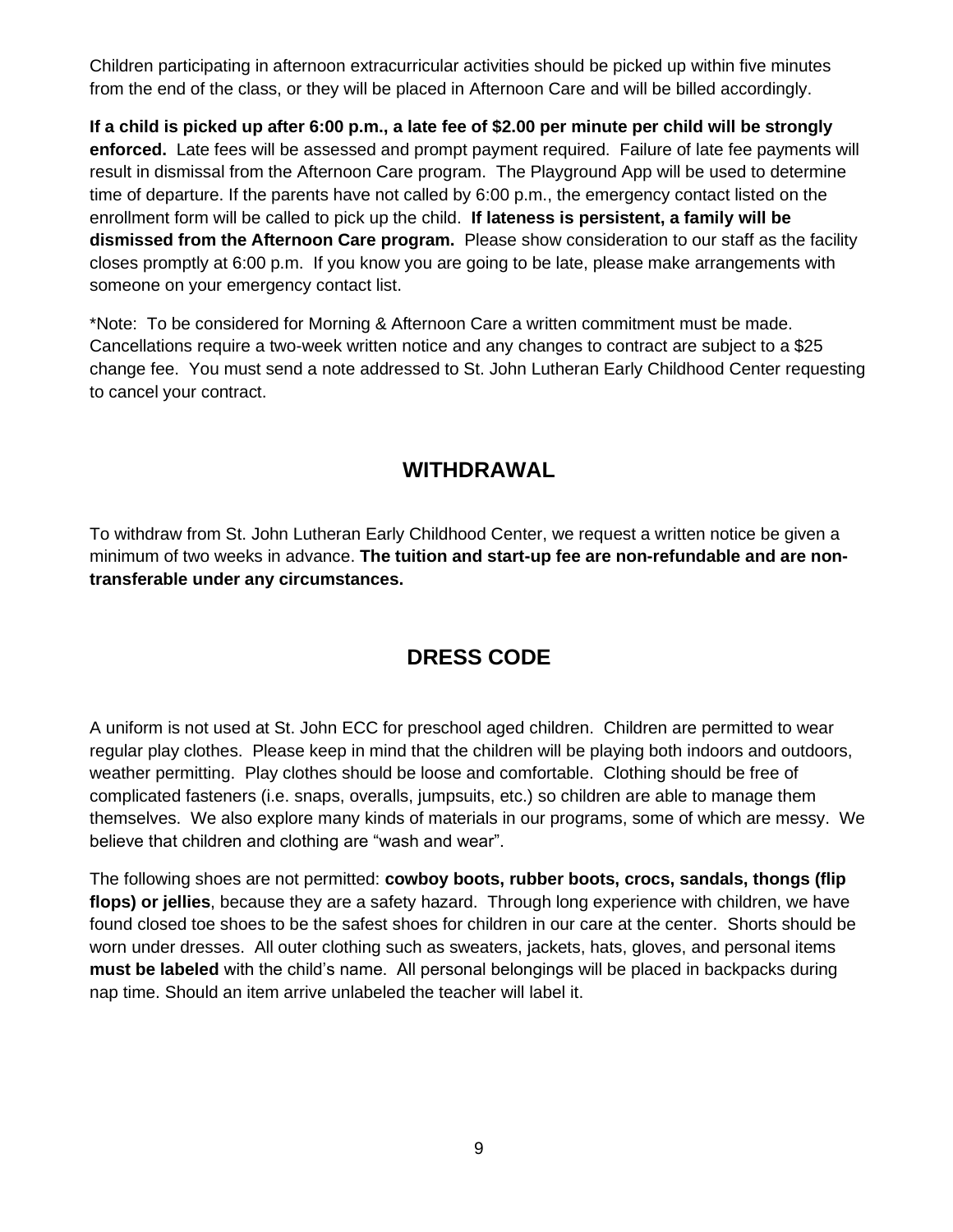Children participating in afternoon extracurricular activities should be picked up within five minutes from the end of the class, or they will be placed in Afternoon Care and will be billed accordingly.

**If a child is picked up after 6:00 p.m., a late fee of $2.00 per minute per child will be strongly enforced.** Late fees will be assessed and prompt payment required. Failure of late fee payments will result in dismissal from the Afternoon Care program. The Playground App will be used to determine time of departure. If the parents have not called by 6:00 p.m., the emergency contact listed on the enrollment form will be called to pick up the child. **If lateness is persistent, a family will be dismissed from the Afternoon Care program.** Please show consideration to our staff as the facility closes promptly at 6:00 p.m. If you know you are going to be late, please make arrangements with someone on your emergency contact list.

*Note: To be considered for Morning & Afternoon Care a written commitment must be made. Cancellations require a two-week written notice and any changes to contract are subject to a $25 change fee. You must send a note addressed to St. John Lutheran Early Childhood Center requesting to cancel your contract.

## WITHDRAWAL

To withdraw from St. John Lutheran Early Childhood Center, we request a written notice be given a minimum of two weeks in advance. **The tuition and start-up fee are non-refundable and are non-transferable under any circumstances.**

## DRESS CODE

A uniform is not used at St. John ECC for preschool aged children. Children are permitted to wear regular play clothes. Please keep in mind that the children will be playing both indoors and outdoors, weather permitting. Play clothes should be loose and comfortable. Clothing should be free of complicated fasteners (i.e. snaps, overalls, jumpsuits, etc.) so children are able to manage them themselves. We also explore many kinds of materials in our programs, some of which are messy. We believe that children and clothing are "wash and wear".

The following shoes are not permitted: **cowboy boots, rubber boots, crocs, sandals, thongs (flip flops) or jellies**, because they are a safety hazard. Through long experience with children, we have found closed toe shoes to be the safest shoes for children in our care at the center. Shorts should be worn under dresses. All outer clothing such as sweaters, jackets, hats, gloves, and personal items **must be labeled** with the child's name. All personal belongings will be placed in backpacks during nap time. Should an item arrive unlabeled the teacher will label it.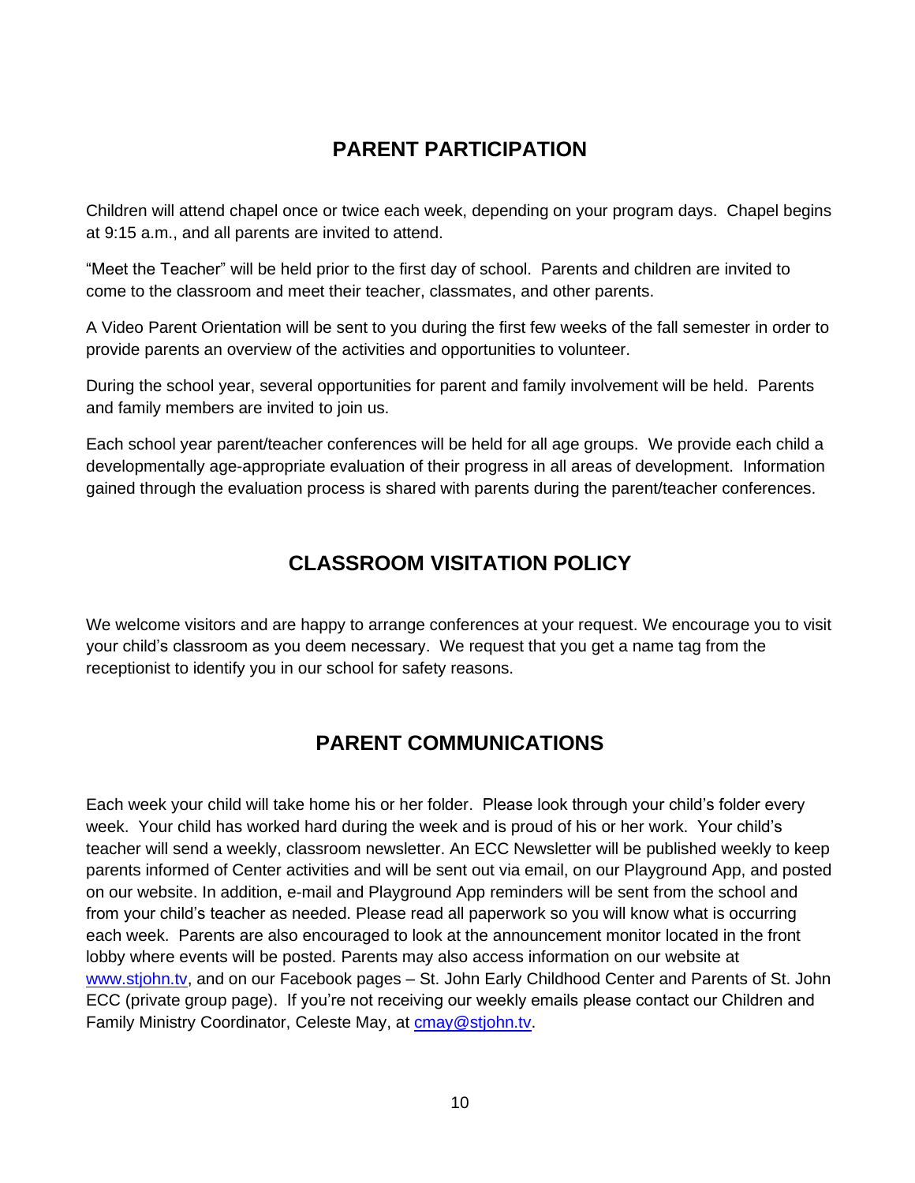## PARENT PARTICIPATION

Children will attend chapel once or twice each week, depending on your program days. Chapel begins at 9:15 a.m., and all parents are invited to attend.

"Meet the Teacher" will be held prior to the first day of school. Parents and children are invited to come to the classroom and meet their teacher, classmates, and other parents.

A Video Parent Orientation will be sent to you during the first few weeks of the fall semester in order to provide parents an overview of the activities and opportunities to volunteer.

During the school year, several opportunities for parent and family involvement will be held. Parents and family members are invited to join us.

Each school year parent/teacher conferences will be held for all age groups. We provide each child a developmentally age-appropriate evaluation of their progress in all areas of development. Information gained through the evaluation process is shared with parents during the parent/teacher conferences.

## CLASSROOM VISITATION POLICY

We welcome visitors and are happy to arrange conferences at your request. We encourage you to visit your child's classroom as you deem necessary. We request that you get a name tag from the receptionist to identify you in our school for safety reasons.

## PARENT COMMUNICATIONS

Each week your child will take home his or her folder. Please look through your child's folder every week. Your child has worked hard during the week and is proud of his or her work. Your child's teacher will send a weekly, classroom newsletter. An ECC Newsletter will be published weekly to keep parents informed of Center activities and will be sent out via email, on our Playground App, and posted on our website. In addition, e-mail and Playground App reminders will be sent from the school and from your child's teacher as needed. Please read all paperwork so you will know what is occurring each week. Parents are also encouraged to look at the announcement monitor located in the front lobby where events will be posted. Parents may also access information on our website at [www.stjohn.tv](http://www.stjohn.tv), and on our Facebook pages – St. John Early Childhood Center and Parents of St. John ECC (private group page). If you're not receiving our weekly emails please contact our Children and Family Ministry Coordinator, Celeste May, at [cmay@stjohn.tv](mailto:cmay@stjohn.tv).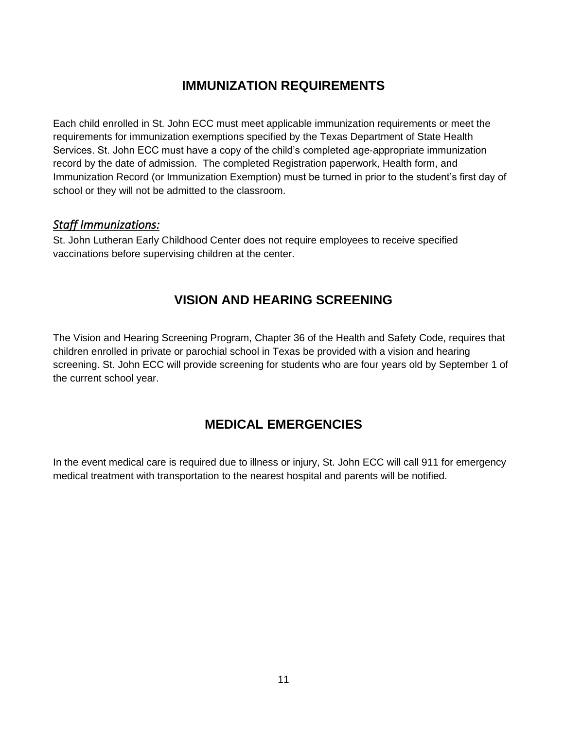## IMMUNIZATION REQUIREMENTS

Each child enrolled in St. John ECC must meet applicable immunization requirements or meet the requirements for immunization exemptions specified by the Texas Department of State Health Services. St. John ECC must have a copy of the child's completed age-appropriate immunization record by the date of admission. The completed Registration paperwork, Health form, and Immunization Record (or Immunization Exemption) must be turned in prior to the student's first day of school or they will not be admitted to the classroom.

### *Staff Immunizations:*

St. John Lutheran Early Childhood Center does not require employees to receive specified vaccinations before supervising children at the center.

## VISION AND HEARING SCREENING

The Vision and Hearing Screening Program, Chapter 36 of the Health and Safety Code, requires that children enrolled in private or parochial school in Texas be provided with a vision and hearing screening. St. John ECC will provide screening for students who are four years old by September 1 of the current school year.

## MEDICAL EMERGENCIES

In the event medical care is required due to illness or injury, St. John ECC will call 911 for emergency medical treatment with transportation to the nearest hospital and parents will be notified.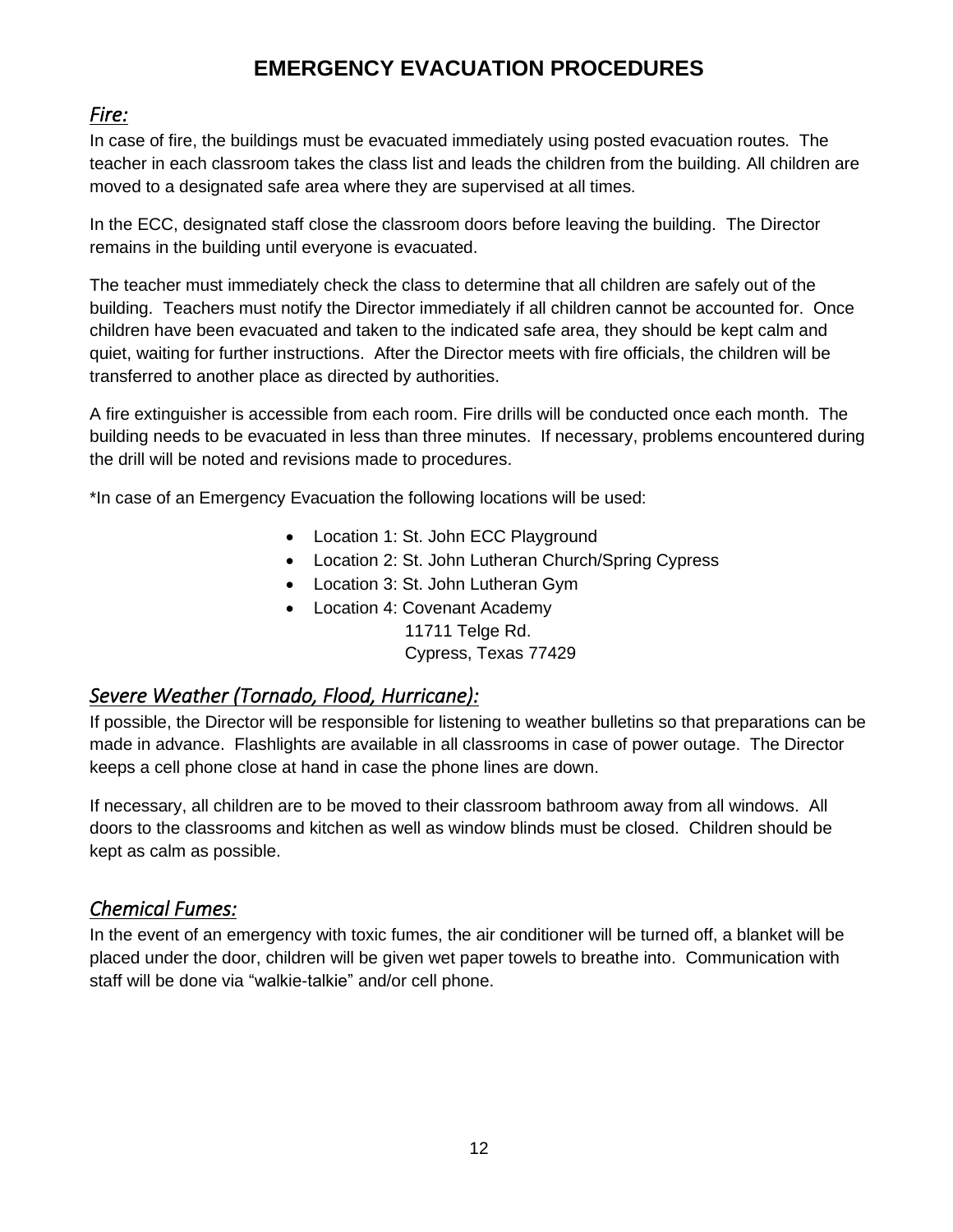# EMERGENCY EVACUATION PROCEDURES

## *Fire:*

In case of fire, the buildings must be evacuated immediately using posted evacuation routes. The teacher in each classroom takes the class list and leads the children from the building. All children are moved to a designated safe area where they are supervised at all times.

In the ECC, designated staff close the classroom doors before leaving the building. The Director remains in the building until everyone is evacuated.

The teacher must immediately check the class to determine that all children are safely out of the building. Teachers must notify the Director immediately if all children cannot be accounted for. Once children have been evacuated and taken to the indicated safe area, they should be kept calm and quiet, waiting for further instructions. After the Director meets with fire officials, the children will be transferred to another place as directed by authorities.

A fire extinguisher is accessible from each room. Fire drills will be conducted once each month. The building needs to be evacuated in less than three minutes. If necessary, problems encountered during the drill will be noted and revisions made to procedures.

*In case of an Emergency Evacuation the following locations will be used:

- Location 1: St. John ECC Playground
- Location 2: St. John Lutheran Church/Spring Cypress
- Location 3: St. John Lutheran Gym
- Location 4: Covenant Academy
  11711 Telge Rd.
  Cypress, Texas 77429

## *Severe Weather (Tornado, Flood, Hurricane):*

If possible, the Director will be responsible for listening to weather bulletins so that preparations can be made in advance. Flashlights are available in all classrooms in case of power outage. The Director keeps a cell phone close at hand in case the phone lines are down.

If necessary, all children are to be moved to their classroom bathroom away from all windows. All doors to the classrooms and kitchen as well as window blinds must be closed. Children should be kept as calm as possible.

## *Chemical Fumes:*

In the event of an emergency with toxic fumes, the air conditioner will be turned off, a blanket will be placed under the door, children will be given wet paper towels to breathe into. Communication with staff will be done via "walkie-talkie" and/or cell phone.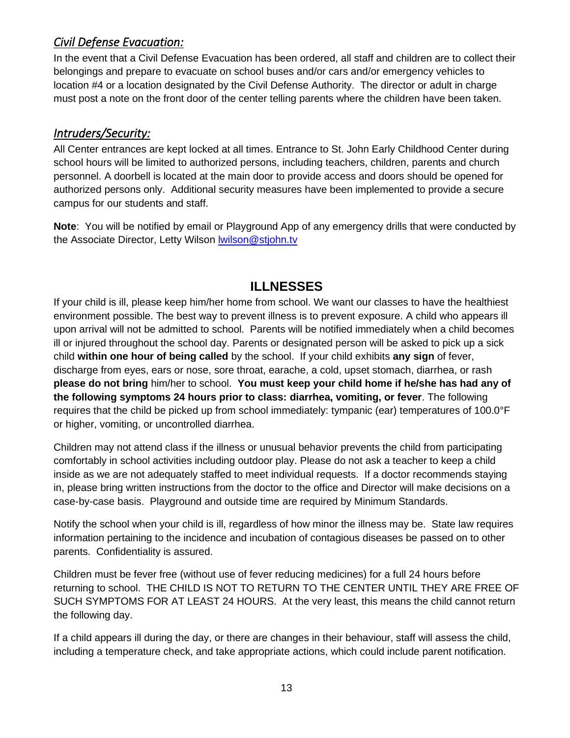### *Civil Defense Evacuation:*

In the event that a Civil Defense Evacuation has been ordered, all staff and children are to collect their belongings and prepare to evacuate on school buses and/or cars and/or emergency vehicles to location #4 or a location designated by the Civil Defense Authority. The director or adult in charge must post a note on the front door of the center telling parents where the children have been taken.

### *Intruders/Security:*

All Center entrances are kept locked at all times. Entrance to St. John Early Childhood Center during school hours will be limited to authorized persons, including teachers, children, parents and church personnel. A doorbell is located at the main door to provide access and doors should be opened for authorized persons only. Additional security measures have been implemented to provide a secure campus for our students and staff.

**Note**: You will be notified by email or Playground App of any emergency drills that were conducted by the Associate Director, Letty Wilson lwilson@stjohn.tv

## ILLNESSES

If your child is ill, please keep him/her home from school. We want our classes to have the healthiest environment possible. The best way to prevent illness is to prevent exposure. A child who appears ill upon arrival will not be admitted to school. Parents will be notified immediately when a child becomes ill or injured throughout the school day. Parents or designated person will be asked to pick up a sick child **within one hour of being called** by the school. If your child exhibits **any sign** of fever, discharge from eyes, ears or nose, sore throat, earache, a cold, upset stomach, diarrhea, or rash **please do not bring** him/her to school. **You must keep your child home if he/she has had any of the following symptoms 24 hours prior to class: diarrhea, vomiting, or fever**. The following requires that the child be picked up from school immediately: tympanic (ear) temperatures of 100.0°F or higher, vomiting, or uncontrolled diarrhea.

Children may not attend class if the illness or unusual behavior prevents the child from participating comfortably in school activities including outdoor play. Please do not ask a teacher to keep a child inside as we are not adequately staffed to meet individual requests. If a doctor recommends staying in, please bring written instructions from the doctor to the office and Director will make decisions on a case-by-case basis. Playground and outside time are required by Minimum Standards.

Notify the school when your child is ill, regardless of how minor the illness may be. State law requires information pertaining to the incidence and incubation of contagious diseases be passed on to other parents. Confidentiality is assured.

Children must be fever free (without use of fever reducing medicines) for a full 24 hours before returning to school. THE CHILD IS NOT TO RETURN TO THE CENTER UNTIL THEY ARE FREE OF SUCH SYMPTOMS FOR AT LEAST 24 HOURS. At the very least, this means the child cannot return the following day.

If a child appears ill during the day, or there are changes in their behaviour, staff will assess the child, including a temperature check, and take appropriate actions, which could include parent notification.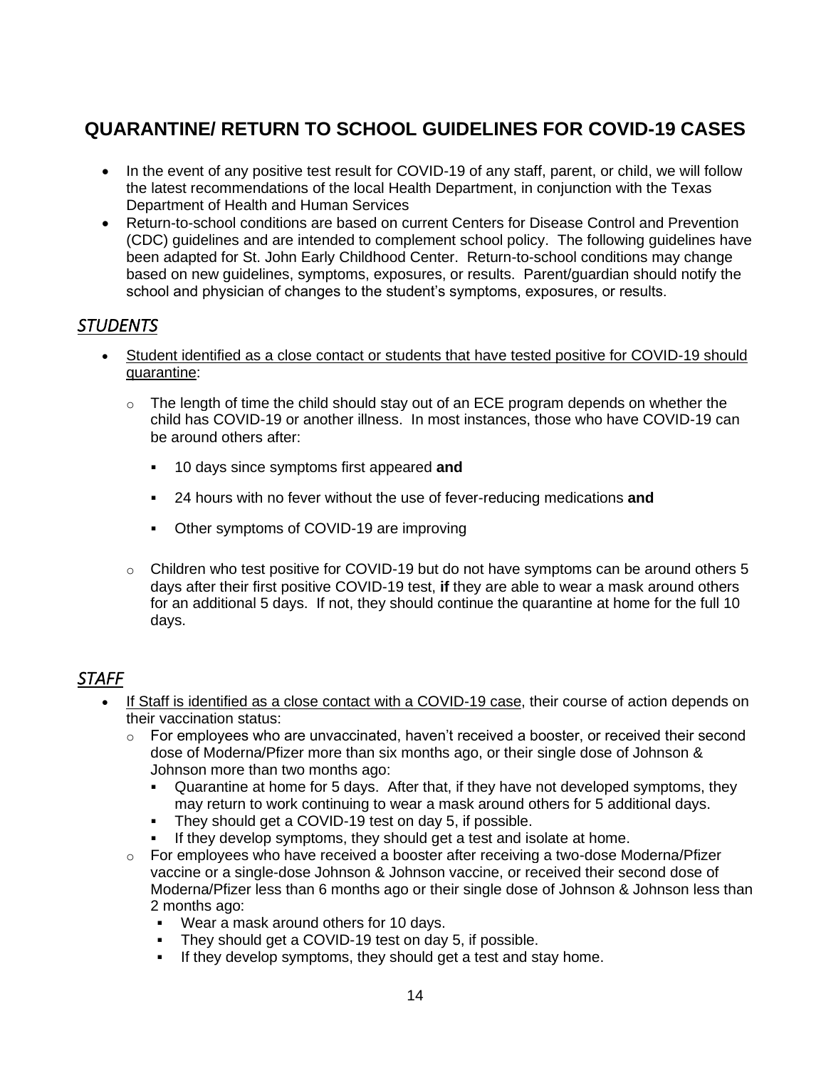## QUARANTINE/ RETURN TO SCHOOL GUIDELINES FOR COVID-19 CASES

- In the event of any positive test result for COVID-19 of any staff, parent, or child, we will follow the latest recommendations of the local Health Department, in conjunction with the Texas Department of Health and Human Services
- Return-to-school conditions are based on current Centers for Disease Control and Prevention (CDC) guidelines and are intended to complement school policy. The following guidelines have been adapted for St. John Early Childhood Center. Return-to-school conditions may change based on new guidelines, symptoms, exposures, or results. Parent/guardian should notify the school and physician of changes to the student's symptoms, exposures, or results.

### *STUDENTS*

- <u>Student identified as a close contact or students that have tested positive for COVID-19 should quarantine</u>:
  - The length of time the child should stay out of an ECE program depends on whether the child has COVID-19 or another illness. In most instances, those who have COVID-19 can be around others after:
    - 10 days since symptoms first appeared **and**
    - 24 hours with no fever without the use of fever-reducing medications **and**
    - Other symptoms of COVID-19 are improving
  - Children who test positive for COVID-19 but do not have symptoms can be around others 5 days after their first positive COVID-19 test, **if** they are able to wear a mask around others for an additional 5 days. If not, they should continue the quarantine at home for the full 10 days.

### *STAFF*

- <u>If Staff is identified as a close contact with a COVID-19 case</u>, their course of action depends on their vaccination status:
  - For employees who are unvaccinated, haven't received a booster, or received their second dose of Moderna/Pfizer more than six months ago, or their single dose of Johnson & Johnson more than two months ago:
    - Quarantine at home for 5 days. After that, if they have not developed symptoms, they may return to work continuing to wear a mask around others for 5 additional days.
    - They should get a COVID-19 test on day 5, if possible.
    - If they develop symptoms, they should get a test and isolate at home.
  - For employees who have received a booster after receiving a two-dose Moderna/Pfizer vaccine or a single-dose Johnson & Johnson vaccine, or received their second dose of Moderna/Pfizer less than 6 months ago or their single dose of Johnson & Johnson less than 2 months ago:
    - Wear a mask around others for 10 days.
    - They should get a COVID-19 test on day 5, if possible.
    - If they develop symptoms, they should get a test and stay home.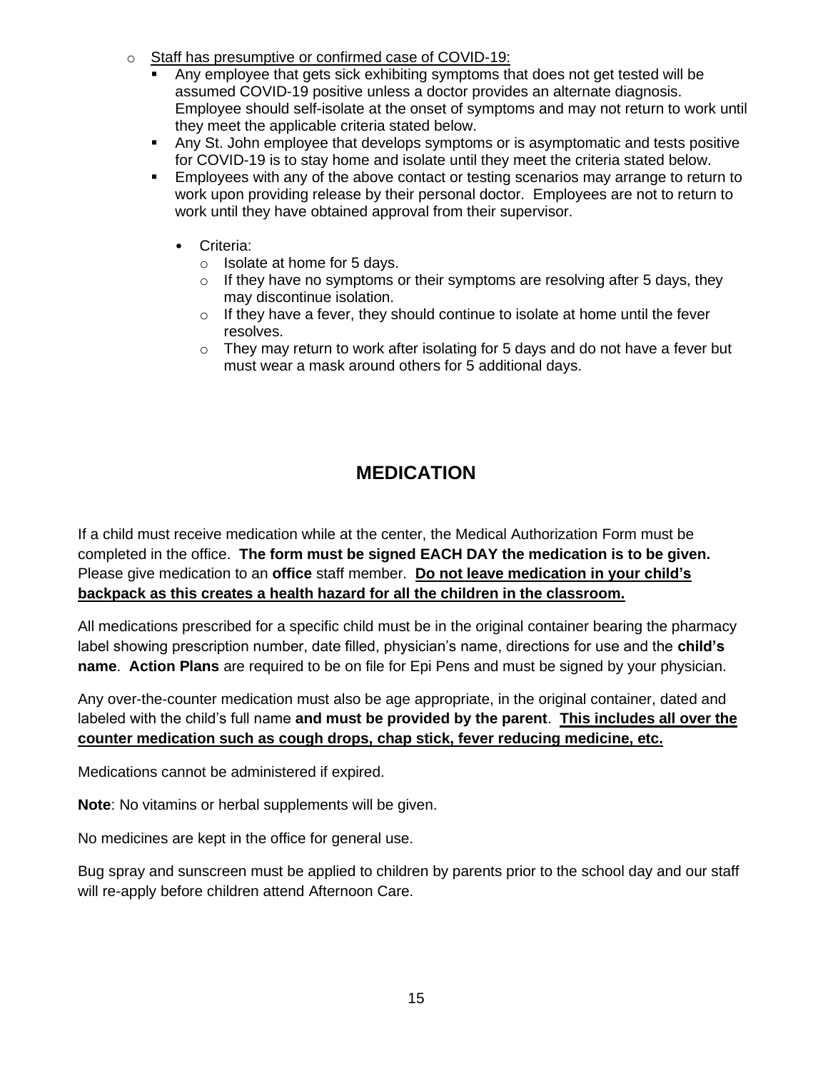- Staff has presumptive or confirmed case of COVID-19:
  - Any employee that gets sick exhibiting symptoms that does not get tested will be assumed COVID-19 positive unless a doctor provides an alternate diagnosis. Employee should self-isolate at the onset of symptoms and may not return to work until they meet the applicable criteria stated below.
  - Any St. John employee that develops symptoms or is asymptomatic and tests positive for COVID-19 is to stay home and isolate until they meet the criteria stated below.
  - Employees with any of the above contact or testing scenarios may arrange to return to work upon providing release by their personal doctor. Employees are not to return to work until they have obtained approval from their supervisor.
    - Criteria:
      - Isolate at home for 5 days.
      - If they have no symptoms or their symptoms are resolving after 5 days, they may discontinue isolation.
      - If they have a fever, they should continue to isolate at home until the fever resolves.
      - They may return to work after isolating for 5 days and do not have a fever but must wear a mask around others for 5 additional days.

## MEDICATION

If a child must receive medication while at the center, the Medical Authorization Form must be completed in the office. **The form must be signed EACH DAY the medication is to be given.** Please give medication to an **office** staff member. **Do not leave medication in your child's backpack as this creates a health hazard for all the children in the classroom.**

All medications prescribed for a specific child must be in the original container bearing the pharmacy label showing prescription number, date filled, physician's name, directions for use and the **child's name**. **Action Plans** are required to be on file for Epi Pens and must be signed by your physician.

Any over-the-counter medication must also be age appropriate, in the original container, dated and labeled with the child's full name **and must be provided by the parent**. **This includes all over the counter medication such as cough drops, chap stick, fever reducing medicine, etc.**

Medications cannot be administered if expired.

**Note**: No vitamins or herbal supplements will be given.

No medicines are kept in the office for general use.

Bug spray and sunscreen must be applied to children by parents prior to the school day and our staff will re-apply before children attend Afternoon Care.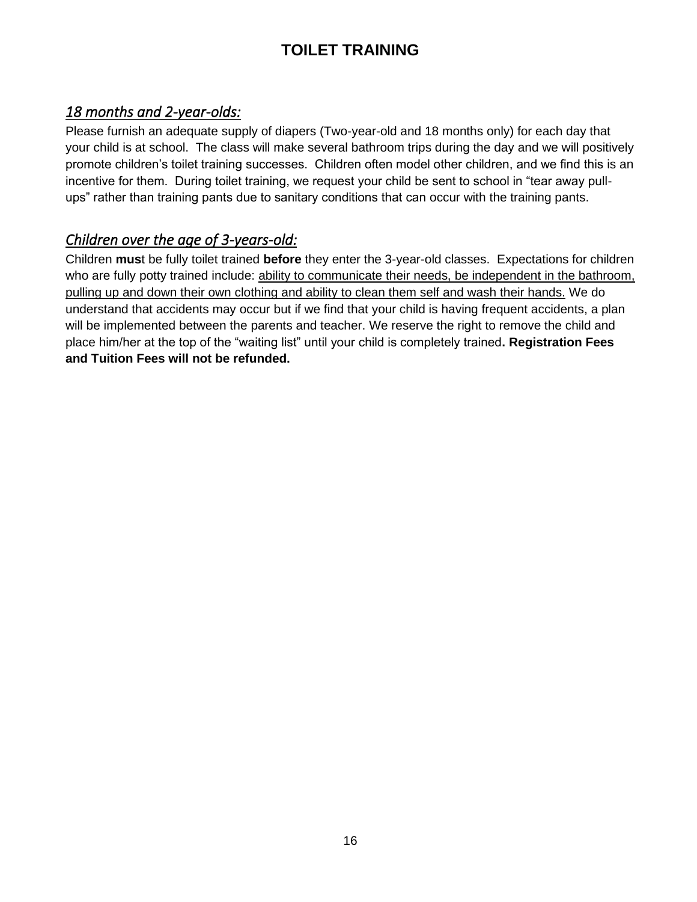# TOILET TRAINING

## *18 months and 2-year-olds:*

Please furnish an adequate supply of diapers (Two-year-old and 18 months only) for each day that your child is at school. The class will make several bathroom trips during the day and we will positively promote children's toilet training successes. Children often model other children, and we find this is an incentive for them. During toilet training, we request your child be sent to school in "tear away pull-ups" rather than training pants due to sanitary conditions that can occur with the training pants.

## *Children over the age of 3-years-old:*

Children **mus**t be fully toilet trained **before** they enter the 3-year-old classes. Expectations for children who are fully potty trained include: <u>ability to communicate their needs, be independent in the bathroom, pulling up and down their own clothing and ability to clean them self and wash their hands.</u> We do understand that accidents may occur but if we find that your child is having frequent accidents, a plan will be implemented between the parents and teacher. We reserve the right to remove the child and place him/her at the top of the "waiting list" until your child is completely trained**. Registration Fees and Tuition Fees will not be refunded.**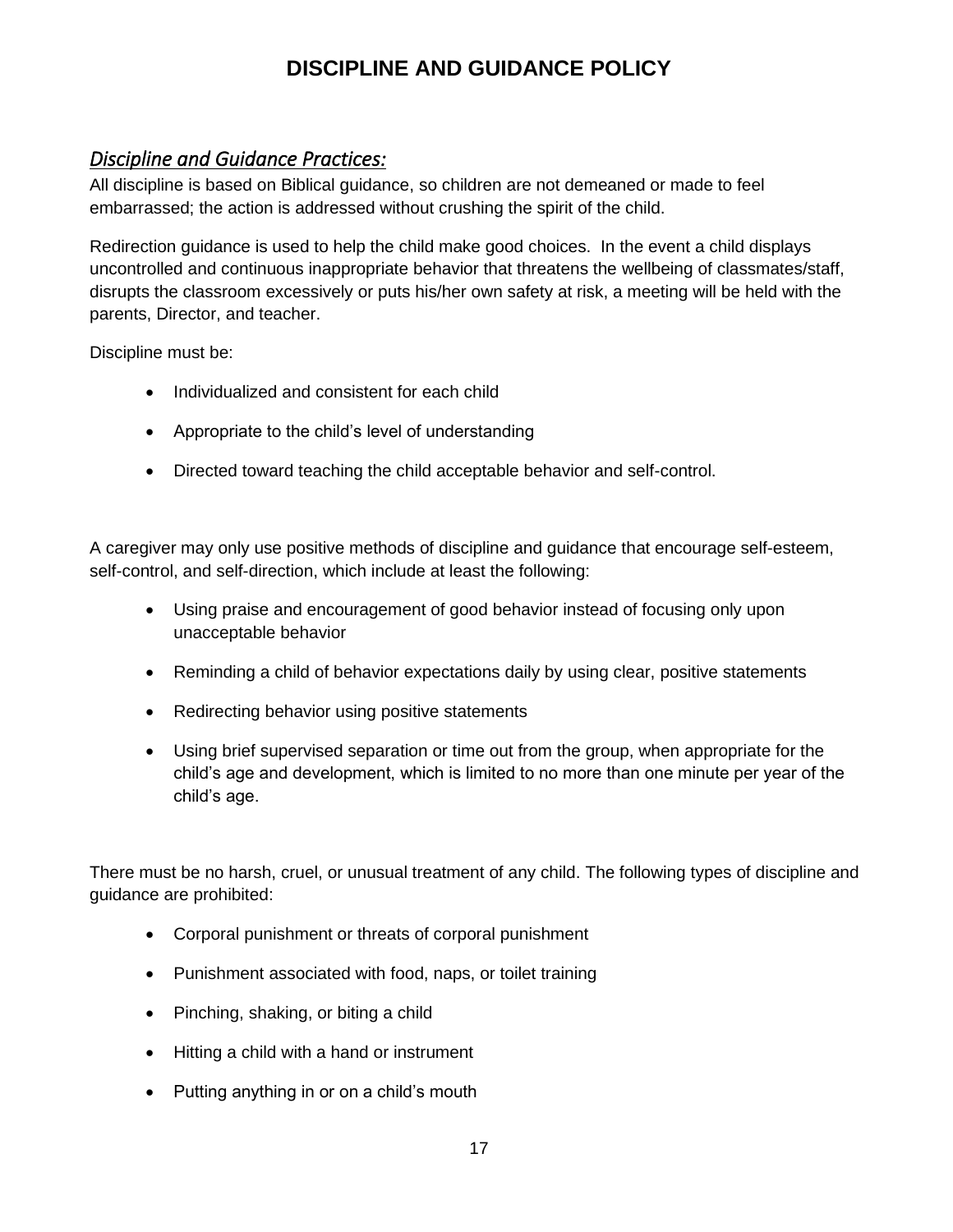# DISCIPLINE AND GUIDANCE POLICY

## *Discipline and Guidance Practices:*

All discipline is based on Biblical guidance, so children are not demeaned or made to feel embarrassed; the action is addressed without crushing the spirit of the child.

Redirection guidance is used to help the child make good choices. In the event a child displays uncontrolled and continuous inappropriate behavior that threatens the wellbeing of classmates/staff, disrupts the classroom excessively or puts his/her own safety at risk, a meeting will be held with the parents, Director, and teacher.

Discipline must be:

- Individualized and consistent for each child
- Appropriate to the child's level of understanding
- Directed toward teaching the child acceptable behavior and self-control.

A caregiver may only use positive methods of discipline and guidance that encourage self-esteem, self-control, and self-direction, which include at least the following:

- Using praise and encouragement of good behavior instead of focusing only upon unacceptable behavior
- Reminding a child of behavior expectations daily by using clear, positive statements
- Redirecting behavior using positive statements
- Using brief supervised separation or time out from the group, when appropriate for the child's age and development, which is limited to no more than one minute per year of the child's age.

There must be no harsh, cruel, or unusual treatment of any child. The following types of discipline and guidance are prohibited:

- Corporal punishment or threats of corporal punishment
- Punishment associated with food, naps, or toilet training
- Pinching, shaking, or biting a child
- Hitting a child with a hand or instrument
- Putting anything in or on a child's mouth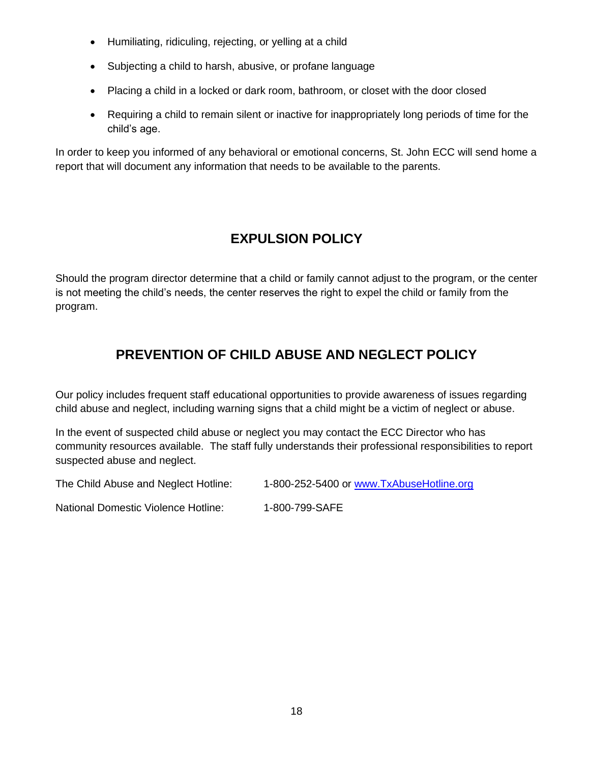- Humiliating, ridiculing, rejecting, or yelling at a child
- Subjecting a child to harsh, abusive, or profane language
- Placing a child in a locked or dark room, bathroom, or closet with the door closed
- Requiring a child to remain silent or inactive for inappropriately long periods of time for the child's age.

In order to keep you informed of any behavioral or emotional concerns, St. John ECC will send home a report that will document any information that needs to be available to the parents.

## EXPULSION POLICY

Should the program director determine that a child or family cannot adjust to the program, or the center is not meeting the child's needs, the center reserves the right to expel the child or family from the program.

## PREVENTION OF CHILD ABUSE AND NEGLECT POLICY

Our policy includes frequent staff educational opportunities to provide awareness of issues regarding child abuse and neglect, including warning signs that a child might be a victim of neglect or abuse.

In the event of suspected child abuse or neglect you may contact the ECC Director who has community resources available. The staff fully understands their professional responsibilities to report suspected abuse and neglect.

The Child Abuse and Neglect Hotline: 1-800-252-5400 or [www.TxAbuseHotline.org](http://www.TxAbuseHotline.org)

National Domestic Violence Hotline: 1-800-799-SAFE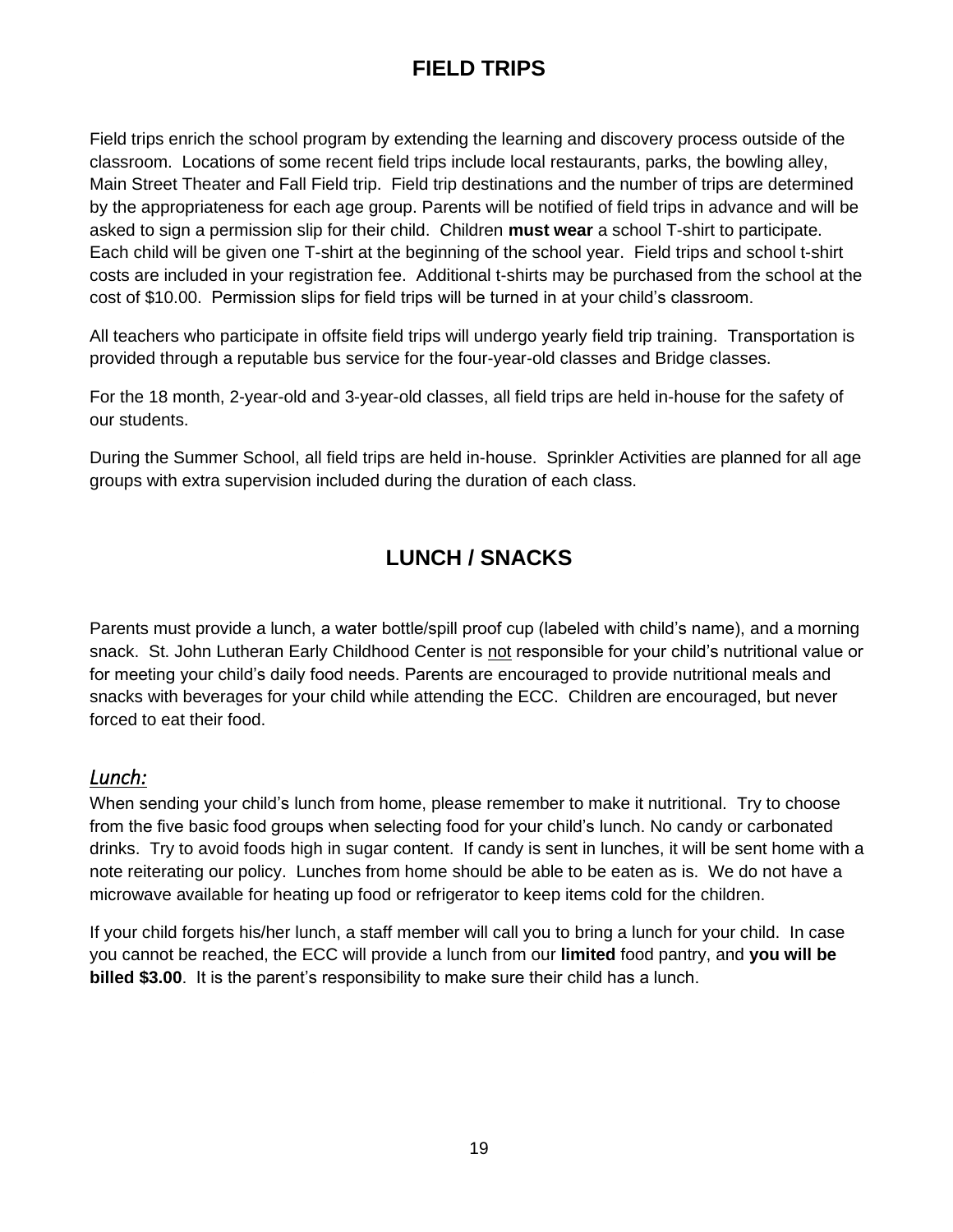# FIELD TRIPS

Field trips enrich the school program by extending the learning and discovery process outside of the classroom. Locations of some recent field trips include local restaurants, parks, the bowling alley, Main Street Theater and Fall Field trip. Field trip destinations and the number of trips are determined by the appropriateness for each age group. Parents will be notified of field trips in advance and will be asked to sign a permission slip for their child. Children **must wear** a school T-shirt to participate. Each child will be given one T-shirt at the beginning of the school year. Field trips and school t-shirt costs are included in your registration fee. Additional t-shirts may be purchased from the school at the cost of $10.00. Permission slips for field trips will be turned in at your child's classroom.

All teachers who participate in offsite field trips will undergo yearly field trip training. Transportation is provided through a reputable bus service for the four-year-old classes and Bridge classes.

For the 18 month, 2-year-old and 3-year-old classes, all field trips are held in-house for the safety of our students.

During the Summer School, all field trips are held in-house. Sprinkler Activities are planned for all age groups with extra supervision included during the duration of each class.

# LUNCH / SNACKS

Parents must provide a lunch, a water bottle/spill proof cup (labeled with child's name), and a morning snack. St. John Lutheran Early Childhood Center is <u>not</u> responsible for your child's nutritional value or for meeting your child's daily food needs. Parents are encouraged to provide nutritional meals and snacks with beverages for your child while attending the ECC. Children are encouraged, but never forced to eat their food.

## *<u>Lunch:</u>*

When sending your child's lunch from home, please remember to make it nutritional. Try to choose from the five basic food groups when selecting food for your child's lunch. No candy or carbonated drinks. Try to avoid foods high in sugar content. If candy is sent in lunches, it will be sent home with a note reiterating our policy. Lunches from home should be able to be eaten as is. We do not have a microwave available for heating up food or refrigerator to keep items cold for the children.

If your child forgets his/her lunch, a staff member will call you to bring a lunch for your child. In case you cannot be reached, the ECC will provide a lunch from our **limited** food pantry, and **you will be billed $3.00**. It is the parent's responsibility to make sure their child has a lunch.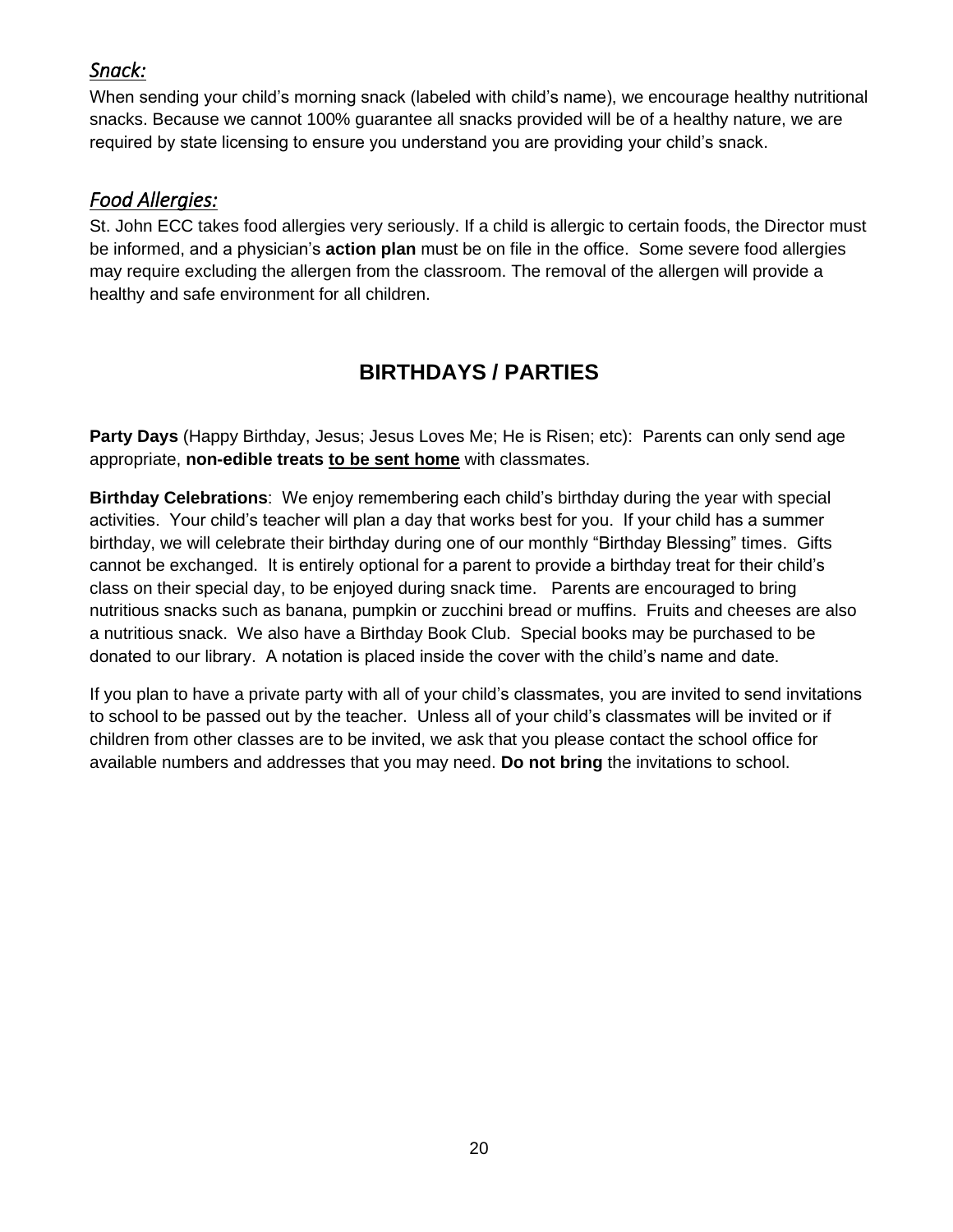### *Snack:*

When sending your child's morning snack (labeled with child's name), we encourage healthy nutritional snacks. Because we cannot 100% guarantee all snacks provided will be of a healthy nature, we are required by state licensing to ensure you understand you are providing your child's snack.

### *Food Allergies:*

St. John ECC takes food allergies very seriously. If a child is allergic to certain foods, the Director must be informed, and a physician's **action plan** must be on file in the office. Some severe food allergies may require excluding the allergen from the classroom. The removal of the allergen will provide a healthy and safe environment for all children.

## BIRTHDAYS / PARTIES

**Party Days** (Happy Birthday, Jesus; Jesus Loves Me; He is Risen; etc): Parents can only send age appropriate, **non-edible treats <u>to be sent home</u>** with classmates.

**Birthday Celebrations**: We enjoy remembering each child's birthday during the year with special activities. Your child's teacher will plan a day that works best for you. If your child has a summer birthday, we will celebrate their birthday during one of our monthly "Birthday Blessing" times. Gifts cannot be exchanged. It is entirely optional for a parent to provide a birthday treat for their child's class on their special day, to be enjoyed during snack time. Parents are encouraged to bring nutritious snacks such as banana, pumpkin or zucchini bread or muffins. Fruits and cheeses are also a nutritious snack. We also have a Birthday Book Club. Special books may be purchased to be donated to our library. A notation is placed inside the cover with the child's name and date.

If you plan to have a private party with all of your child's classmates, you are invited to send invitations to school to be passed out by the teacher. Unless all of your child's classmates will be invited or if children from other classes are to be invited, we ask that you please contact the school office for available numbers and addresses that you may need. **Do not bring** the invitations to school.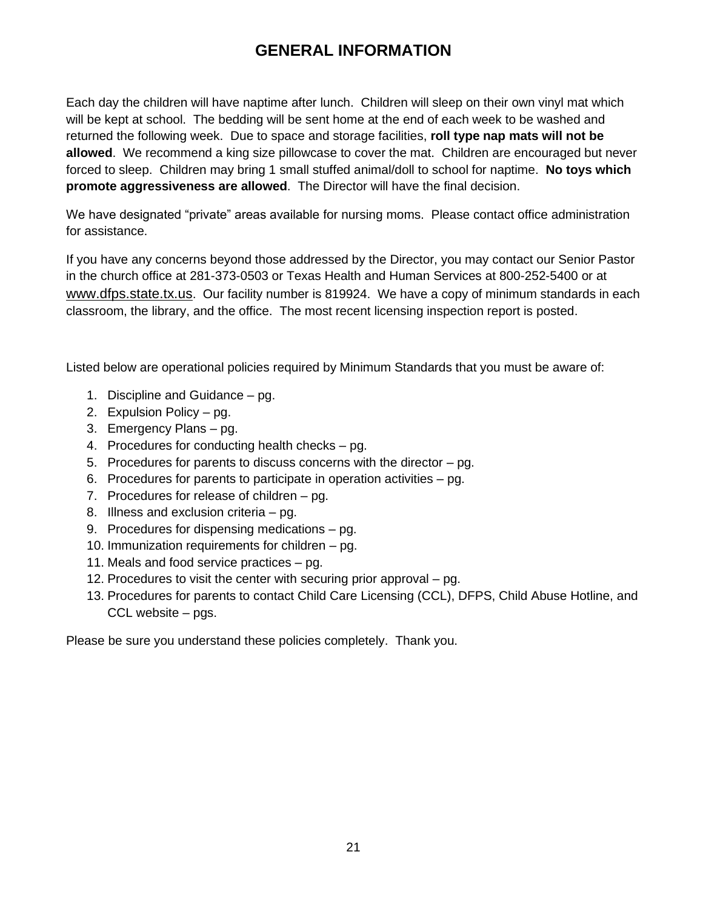# GENERAL INFORMATION

Each day the children will have naptime after lunch. Children will sleep on their own vinyl mat which will be kept at school. The bedding will be sent home at the end of each week to be washed and returned the following week. Due to space and storage facilities, **roll type nap mats will not be allowed**. We recommend a king size pillowcase to cover the mat. Children are encouraged but never forced to sleep. Children may bring 1 small stuffed animal/doll to school for naptime. **No toys which promote aggressiveness are allowed**. The Director will have the final decision.

We have designated "private" areas available for nursing moms. Please contact office administration for assistance.

If you have any concerns beyond those addressed by the Director, you may contact our Senior Pastor in the church office at 281-373-0503 or Texas Health and Human Services at 800-252-5400 or at www.dfps.state.tx.us. Our facility number is 819924. We have a copy of minimum standards in each classroom, the library, and the office. The most recent licensing inspection report is posted.

Listed below are operational policies required by Minimum Standards that you must be aware of:

1. Discipline and Guidance – pg.
2. Expulsion Policy – pg.
3. Emergency Plans – pg.
4. Procedures for conducting health checks – pg.
5. Procedures for parents to discuss concerns with the director – pg.
6. Procedures for parents to participate in operation activities – pg.
7. Procedures for release of children – pg.
8. Illness and exclusion criteria – pg.
9. Procedures for dispensing medications – pg.
10. Immunization requirements for children – pg.
11. Meals and food service practices – pg.
12. Procedures to visit the center with securing prior approval – pg.
13. Procedures for parents to contact Child Care Licensing (CCL), DFPS, Child Abuse Hotline, and CCL website – pgs.

Please be sure you understand these policies completely. Thank you.